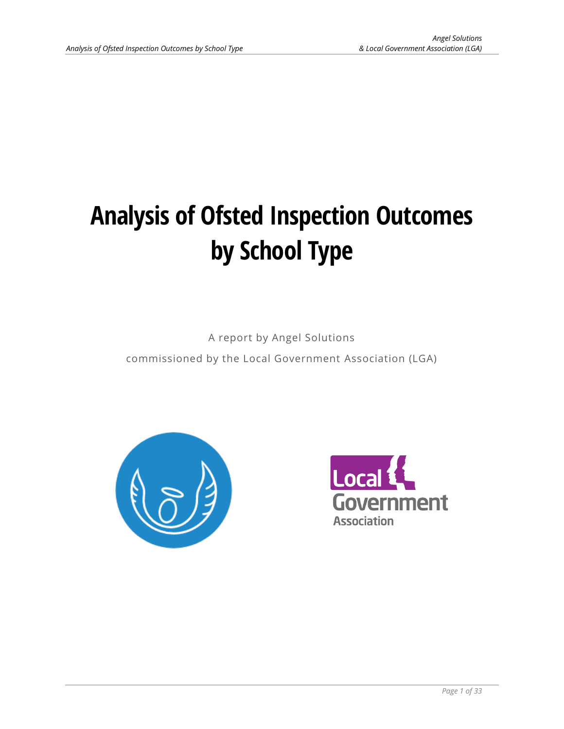# Analysis of Ofsted Inspection Outcomes by School Type

A report by Angel Solutions

commissioned by the Local Government Association (LGA)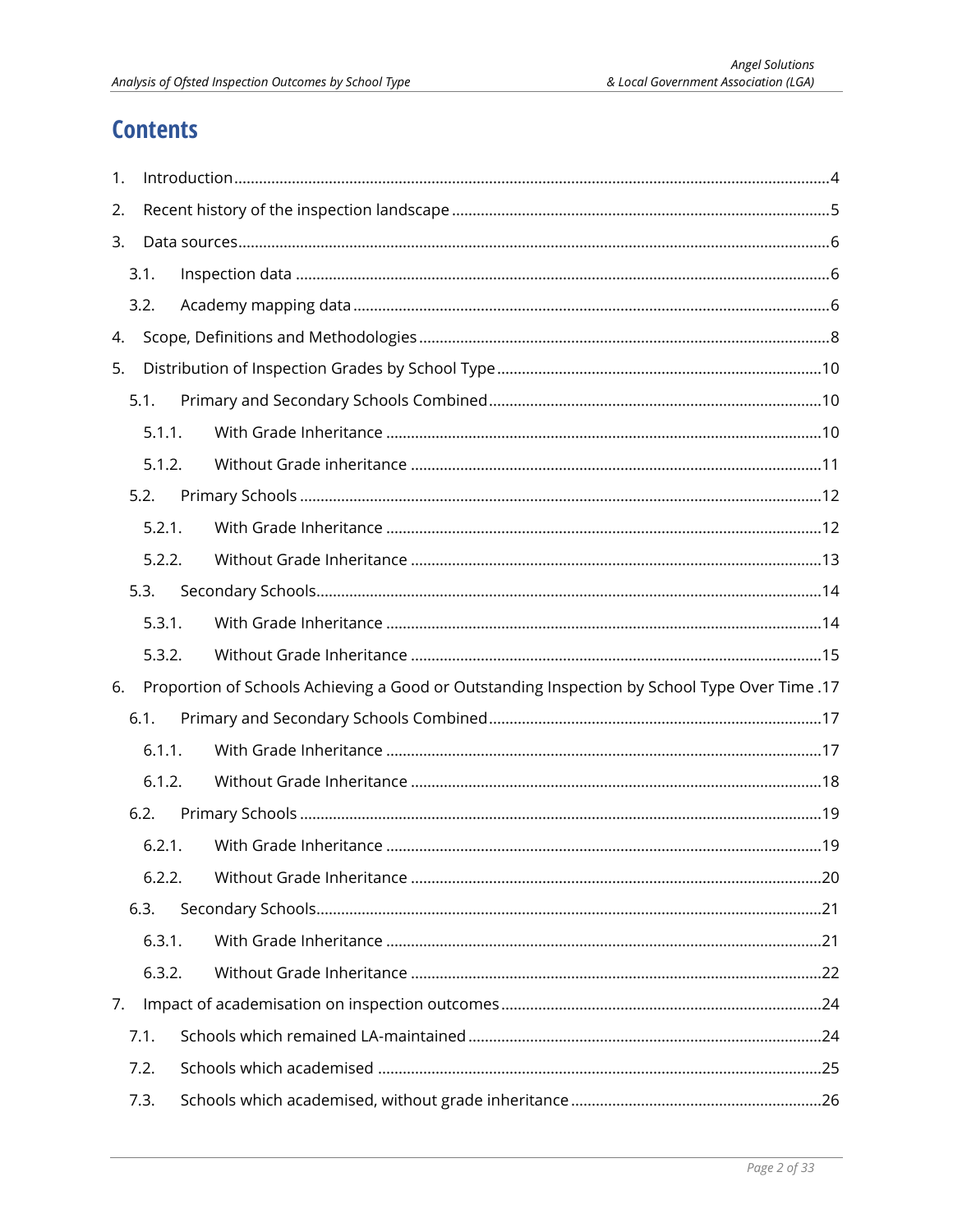# Contents

1. Introduction ....4
2. Recent history of the inspection landscape ....5
3. Data sources ....6
   - 3.1. Inspection data ....6
   - 3.2. Academy mapping data ....6
4. Scope, Definitions and Methodologies ....8
5. Distribution of Inspection Grades by School Type ....10
   - 5.1. Primary and Secondary Schools Combined ....10
     - 5.1.1. With Grade Inheritance ....10
     - 5.1.2. Without Grade inheritance ....11
   - 5.2. Primary Schools ....12
     - 5.2.1. With Grade Inheritance ....12
     - 5.2.2. Without Grade Inheritance ....13
   - 5.3. Secondary Schools ....14
     - 5.3.1. With Grade Inheritance ....14
     - 5.3.2. Without Grade Inheritance ....15
6. Proportion of Schools Achieving a Good or Outstanding Inspection by School Type Over Time ....17
   - 6.1. Primary and Secondary Schools Combined ....17
     - 6.1.1. With Grade Inheritance ....17
     - 6.1.2. Without Grade Inheritance ....18
   - 6.2. Primary Schools ....19
     - 6.2.1. With Grade Inheritance ....19
     - 6.2.2. Without Grade Inheritance ....20
   - 6.3. Secondary Schools ....21
     - 6.3.1. With Grade Inheritance ....21
     - 6.3.2. Without Grade Inheritance ....22
7. Impact of academisation on inspection outcomes ....24
   - 7.1. Schools which remained LA-maintained ....24
   - 7.2. Schools which academised ....25
   - 7.3. Schools which academised, without grade inheritance ....26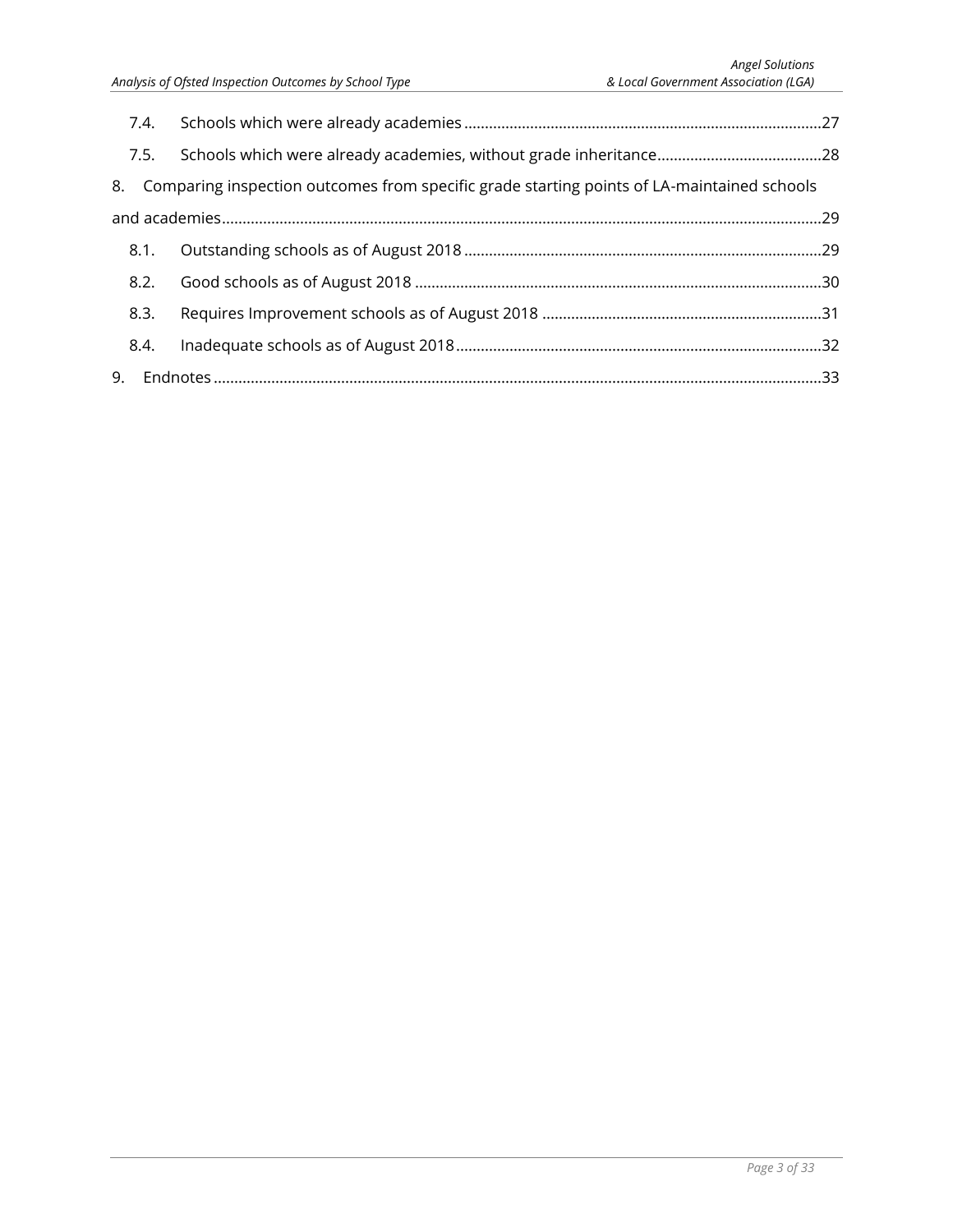7.4. Schools which were already academies ....................................................................................27

7.5. Schools which were already academies, without grade inheritance........................................28

8. Comparing inspection outcomes from specific grade starting points of LA-maintained schools and academies.............................................................................................................................................29

8.1. Outstanding schools as of August 2018 ......................................................................................29

8.2. Good schools as of August 2018 ..................................................................................................30

8.3. Requires Improvement schools as of August 2018 ....................................................................31

8.4. Inadequate schools as of August 2018........................................................................................32

9. Endnotes ..................................................................................................................................................33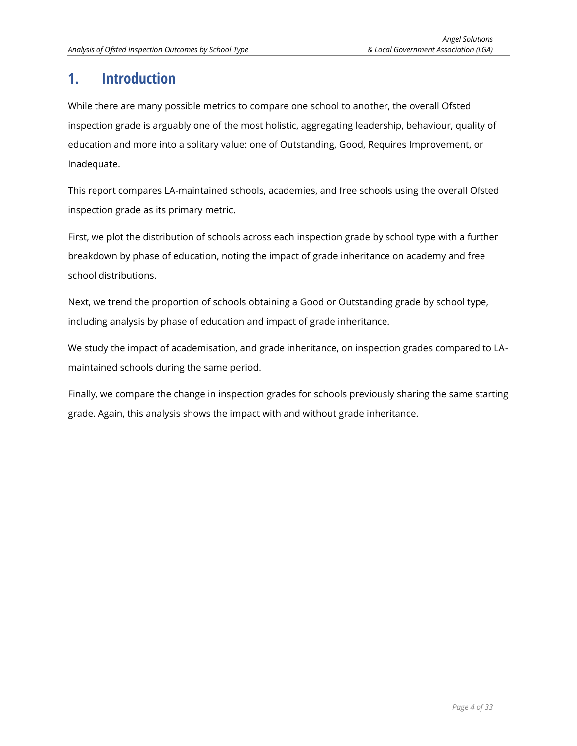# 1. Introduction

While there are many possible metrics to compare one school to another, the overall Ofsted inspection grade is arguably one of the most holistic, aggregating leadership, behaviour, quality of education and more into a solitary value: one of Outstanding, Good, Requires Improvement, or Inadequate.

This report compares LA-maintained schools, academies, and free schools using the overall Ofsted inspection grade as its primary metric.

First, we plot the distribution of schools across each inspection grade by school type with a further breakdown by phase of education, noting the impact of grade inheritance on academy and free school distributions.

Next, we trend the proportion of schools obtaining a Good or Outstanding grade by school type, including analysis by phase of education and impact of grade inheritance.

We study the impact of academisation, and grade inheritance, on inspection grades compared to LA-maintained schools during the same period.

Finally, we compare the change in inspection grades for schools previously sharing the same starting grade. Again, this analysis shows the impact with and without grade inheritance.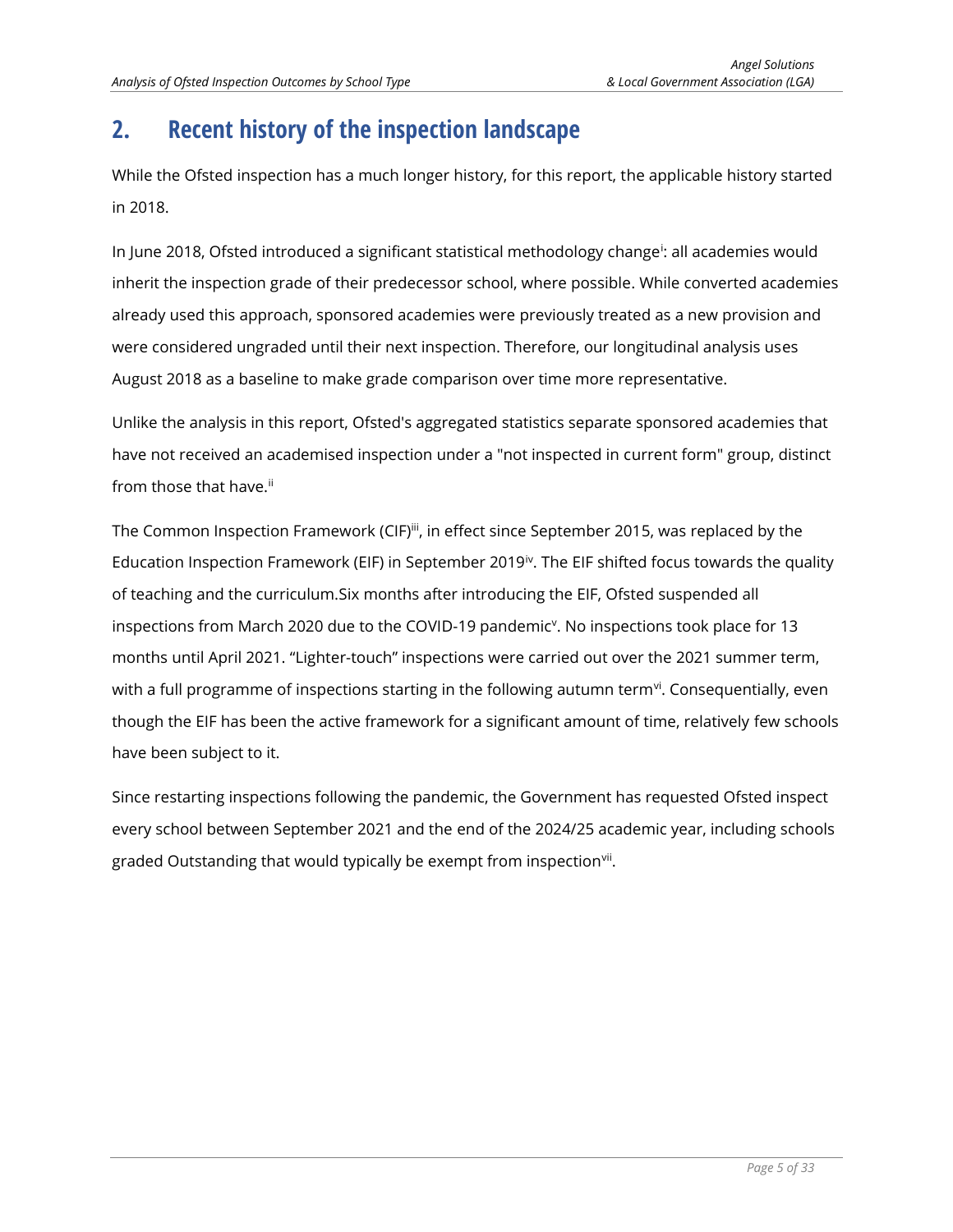## 2. Recent history of the inspection landscape

While the Ofsted inspection has a much longer history, for this report, the applicable history started in 2018.

In June 2018, Ofsted introduced a significant statistical methodology change[i]: all academies would inherit the inspection grade of their predecessor school, where possible. While converted academies already used this approach, sponsored academies were previously treated as a new provision and were considered ungraded until their next inspection. Therefore, our longitudinal analysis uses August 2018 as a baseline to make grade comparison over time more representative.

Unlike the analysis in this report, Ofsted's aggregated statistics separate sponsored academies that have not received an academised inspection under a "not inspected in current form" group, distinct from those that have.[ii]

The Common Inspection Framework (CIF)[iii], in effect since September 2015, was replaced by the Education Inspection Framework (EIF) in September 2019[iv]. The EIF shifted focus towards the quality of teaching and the curriculum.Six months after introducing the EIF, Ofsted suspended all inspections from March 2020 due to the COVID-19 pandemic[v]. No inspections took place for 13 months until April 2021. "Lighter-touch" inspections were carried out over the 2021 summer term, with a full programme of inspections starting in the following autumn term[vi]. Consequentially, even though the EIF has been the active framework for a significant amount of time, relatively few schools have been subject to it.

Since restarting inspections following the pandemic, the Government has requested Ofsted inspect every school between September 2021 and the end of the 2024/25 academic year, including schools graded Outstanding that would typically be exempt from inspection[vii].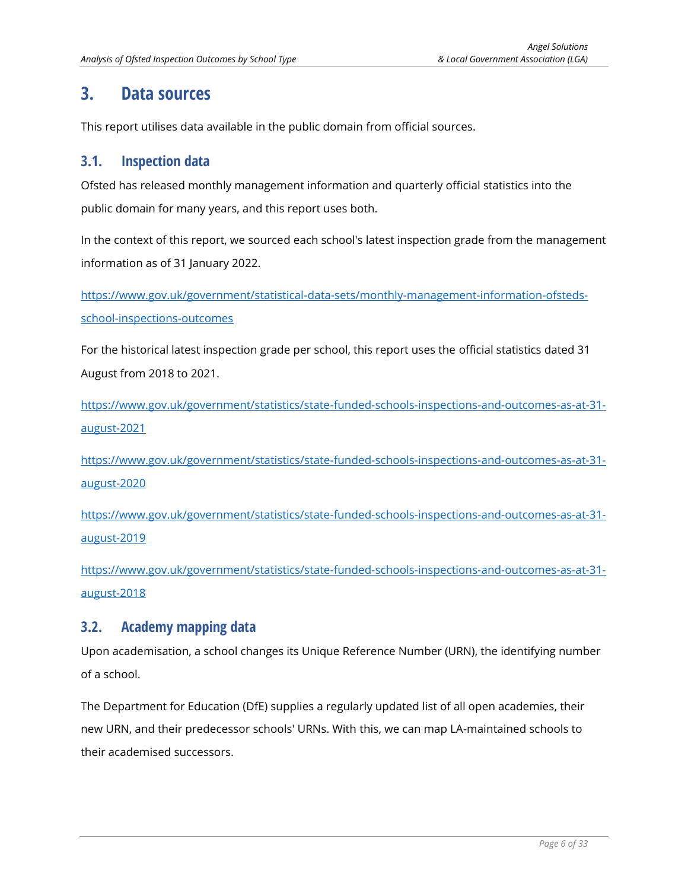# 3. Data sources

This report utilises data available in the public domain from official sources.

## 3.1. Inspection data

Ofsted has released monthly management information and quarterly official statistics into the public domain for many years, and this report uses both.

In the context of this report, we sourced each school's latest inspection grade from the management information as of 31 January 2022.

https://www.gov.uk/government/statistical-data-sets/monthly-management-information-ofsteds-school-inspections-outcomes

For the historical latest inspection grade per school, this report uses the official statistics dated 31 August from 2018 to 2021.

https://www.gov.uk/government/statistics/state-funded-schools-inspections-and-outcomes-as-at-31-august-2021

https://www.gov.uk/government/statistics/state-funded-schools-inspections-and-outcomes-as-at-31-august-2020

https://www.gov.uk/government/statistics/state-funded-schools-inspections-and-outcomes-as-at-31-august-2019

https://www.gov.uk/government/statistics/state-funded-schools-inspections-and-outcomes-as-at-31-august-2018

## 3.2. Academy mapping data

Upon academisation, a school changes its Unique Reference Number (URN), the identifying number of a school.

The Department for Education (DfE) supplies a regularly updated list of all open academies, their new URN, and their predecessor schools' URNs. With this, we can map LA-maintained schools to their academised successors.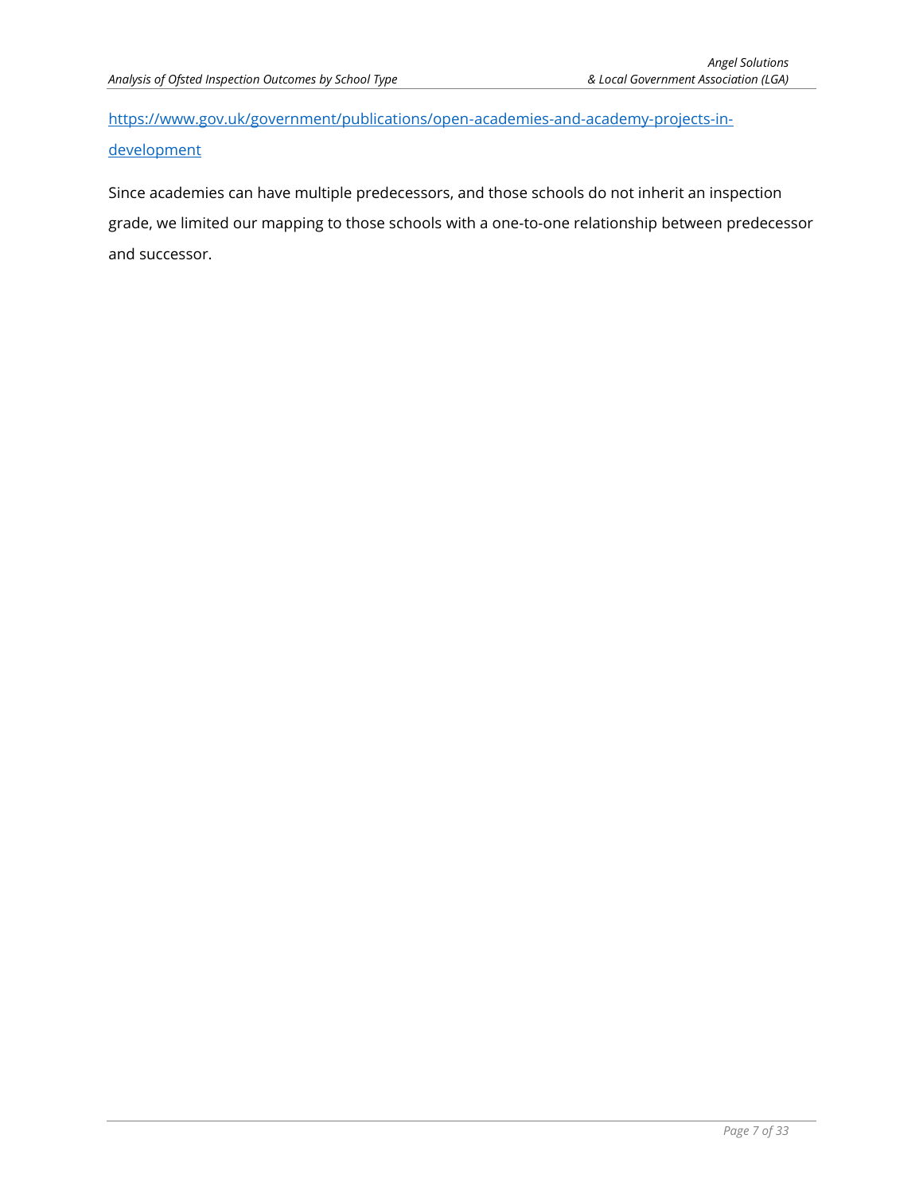https://www.gov.uk/government/publications/open-academies-and-academy-projects-in-development

Since academies can have multiple predecessors, and those schools do not inherit an inspection grade, we limited our mapping to those schools with a one-to-one relationship between predecessor and successor.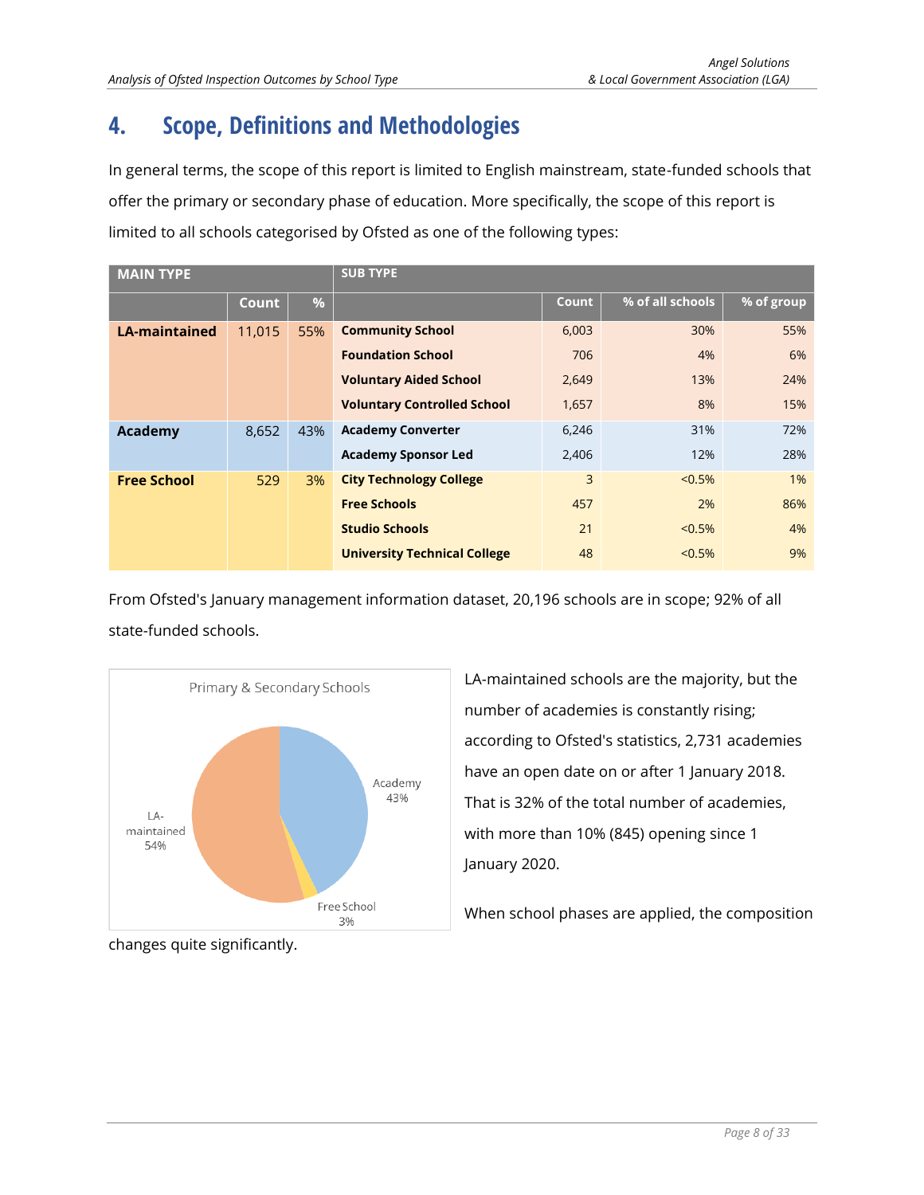# 4. Scope, Definitions and Methodologies

In general terms, the scope of this report is limited to English mainstream, state-funded schools that offer the primary or secondary phase of education. More specifically, the scope of this report is limited to all schools categorised by Ofsted as one of the following types:

| MAIN TYPE | | | SUB TYPE | | | |
|---|---|---|---|---|---|---|
| | Count | % | | Count | % of all schools | % of group |
| **LA-maintained** | 11,015 | 55% | **Community School** | 6,003 | 30% | 55% |
| | | | **Foundation School** | 706 | 4% | 6% |
| | | | **Voluntary Aided School** | 2,649 | 13% | 24% |
| | | | **Voluntary Controlled School** | 1,657 | 8% | 15% |
| **Academy** | 8,652 | 43% | **Academy Converter** | 6,246 | 31% | 72% |
| | | | **Academy Sponsor Led** | 2,406 | 12% | 28% |
| **Free School** | 529 | 3% | **City Technology College** | 3 | <0.5% | 1% |
| | | | **Free Schools** | 457 | 2% | 86% |
| | | | **Studio Schools** | 21 | <0.5% | 4% |
| | | | **University Technical College** | 48 | <0.5% | 9% |

From Ofsted's January management information dataset, 20,196 schools are in scope; 92% of all state-funded schools.

LA-maintained schools are the majority, but the number of academies is constantly rising; according to Ofsted's statistics, 2,731 academies have an open date on or after 1 January 2018. That is 32% of the total number of academies, with more than 10% (845) opening since 1 January 2020.

When school phases are applied, the composition changes quite significantly.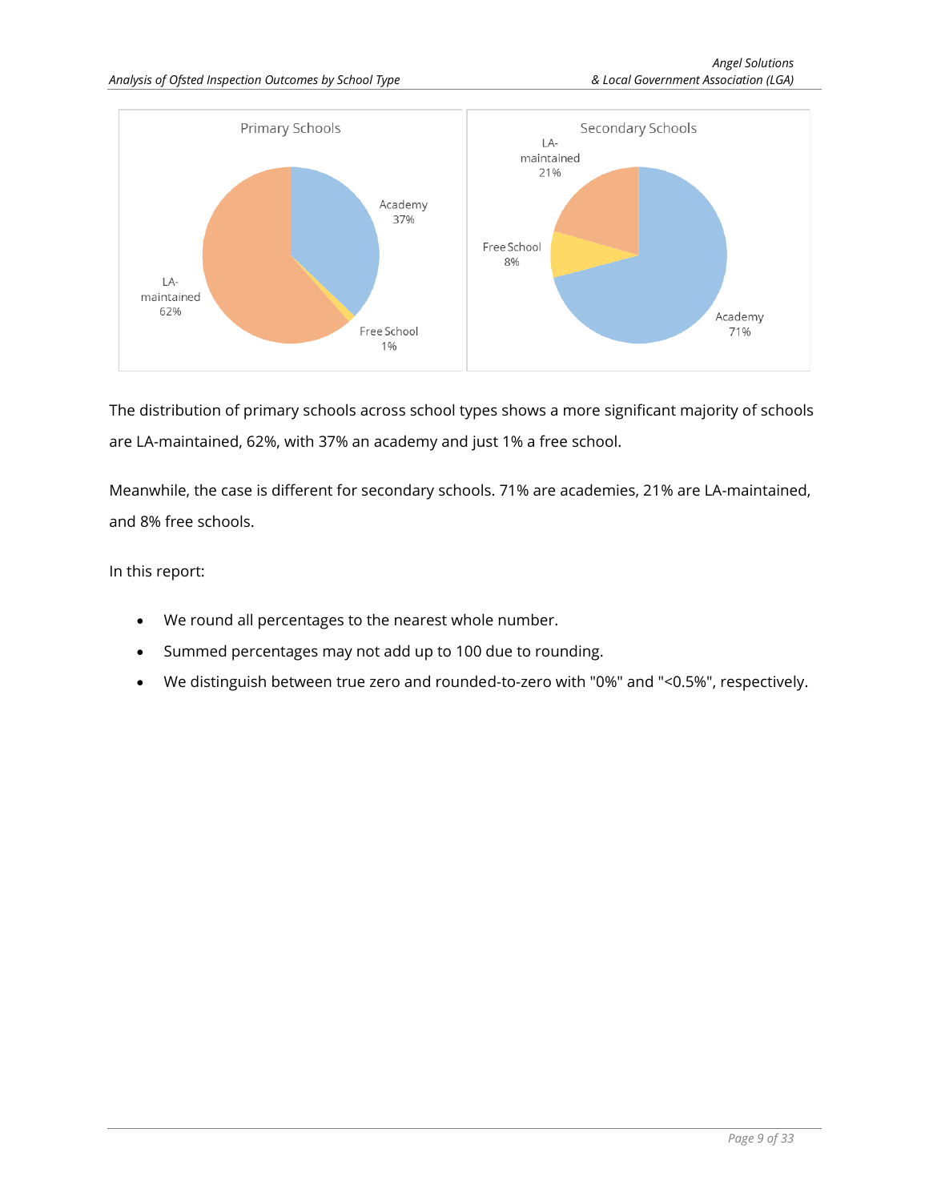The distribution of primary schools across school types shows a more significant majority of schools are LA-maintained, 62%, with 37% an academy and just 1% a free school.

Meanwhile, the case is different for secondary schools. 71% are academies, 21% are LA-maintained, and 8% free schools.

In this report:

- We round all percentages to the nearest whole number.
- Summed percentages may not add up to 100 due to rounding.
- We distinguish between true zero and rounded-to-zero with "0%" and "<0.5%", respectively.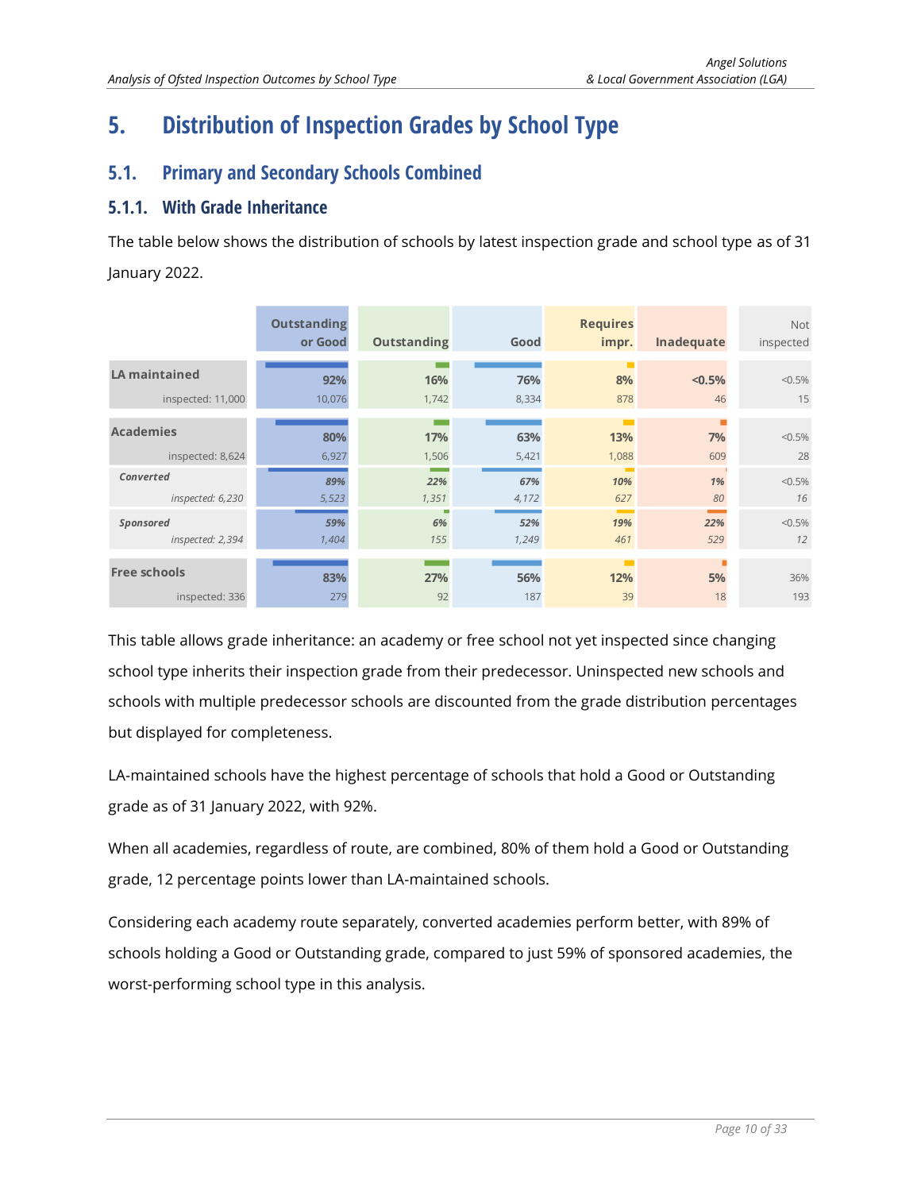# 5. Distribution of Inspection Grades by School Type

## 5.1. Primary and Secondary Schools Combined

### 5.1.1. With Grade Inheritance

The table below shows the distribution of schools by latest inspection grade and school type as of 31 January 2022.

| | Outstanding or Good | Outstanding | Good | Requires impr. | Inadequate | Not inspected |
|---|---|---|---|---|---|---|
| **LA maintained** inspected: 11,000 | **92%** 10,076 | **16%** 1,742 | **76%** 8,334 | **8%** 878 | **<0.5%** 46 | <0.5% 15 |
| **Academies** inspected: 8,624 | **80%** 6,927 | **17%** 1,506 | **63%** 5,421 | **13%** 1,088 | **7%** 609 | <0.5% 28 |
| ***Converted*** *inspected: 6,230* | ***89%*** *5,523* | ***22%*** *1,351* | ***67%*** *4,172* | ***10%*** *627* | ***1%*** *80* | *<0.5%* *16* |
| ***Sponsored*** *inspected: 2,394* | ***59%*** *1,404* | ***6%*** *155* | ***52%*** *1,249* | ***19%*** *461* | ***22%*** *529* | *<0.5%* *12* |
| **Free schools** inspected: 336 | **83%** 279 | **27%** 92 | **56%** 187 | **12%** 39 | **5%** 18 | 36% 193 |

This table allows grade inheritance: an academy or free school not yet inspected since changing school type inherits their inspection grade from their predecessor. Uninspected new schools and schools with multiple predecessor schools are discounted from the grade distribution percentages but displayed for completeness.

LA-maintained schools have the highest percentage of schools that hold a Good or Outstanding grade as of 31 January 2022, with 92%.

When all academies, regardless of route, are combined, 80% of them hold a Good or Outstanding grade, 12 percentage points lower than LA-maintained schools.

Considering each academy route separately, converted academies perform better, with 89% of schools holding a Good or Outstanding grade, compared to just 59% of sponsored academies, the worst-performing school type in this analysis.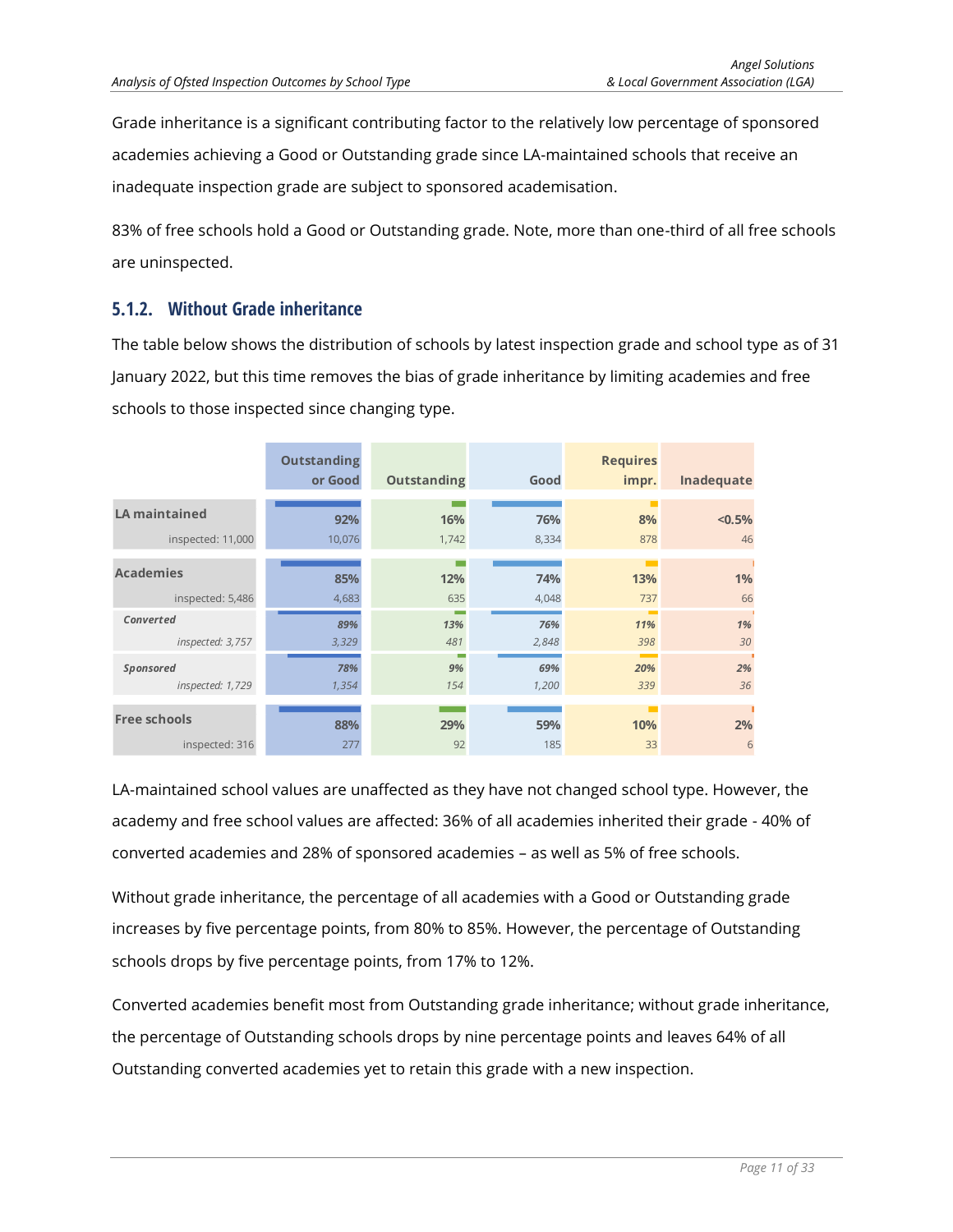Grade inheritance is a significant contributing factor to the relatively low percentage of sponsored academies achieving a Good or Outstanding grade since LA-maintained schools that receive an inadequate inspection grade are subject to sponsored academisation.

83% of free schools hold a Good or Outstanding grade. Note, more than one-third of all free schools are uninspected.

### 5.1.2. Without Grade inheritance

The table below shows the distribution of schools by latest inspection grade and school type as of 31 January 2022, but this time removes the bias of grade inheritance by limiting academies and free schools to those inspected since changing type.

| | Outstanding or Good | Outstanding | Good | Requires impr. | Inadequate |
|---|---|---|---|---|---|
| **LA maintained** (inspected: 11,000) | 92% (10,076) | 16% (1,742) | 76% (8,334) | 8% (878) | <0.5% (46) |
| **Academies** (inspected: 5,486) | 85% (4,683) | 12% (635) | 74% (4,048) | 13% (737) | 1% (66) |
| *Converted* (inspected: 3,757) | *89% (3,329)* | *13% (481)* | *76% (2,848)* | *11% (398)* | *1% (30)* |
| *Sponsored* (inspected: 1,729) | *78% (1,354)* | *9% (154)* | *69% (1,200)* | *20% (339)* | *2% (36)* |
| **Free schools** (inspected: 316) | 88% (277) | 29% (92) | 59% (185) | 10% (33) | 2% (6) |

LA-maintained school values are unaffected as they have not changed school type. However, the academy and free school values are affected: 36% of all academies inherited their grade - 40% of converted academies and 28% of sponsored academies – as well as 5% of free schools.

Without grade inheritance, the percentage of all academies with a Good or Outstanding grade increases by five percentage points, from 80% to 85%. However, the percentage of Outstanding schools drops by five percentage points, from 17% to 12%.

Converted academies benefit most from Outstanding grade inheritance; without grade inheritance, the percentage of Outstanding schools drops by nine percentage points and leaves 64% of all Outstanding converted academies yet to retain this grade with a new inspection.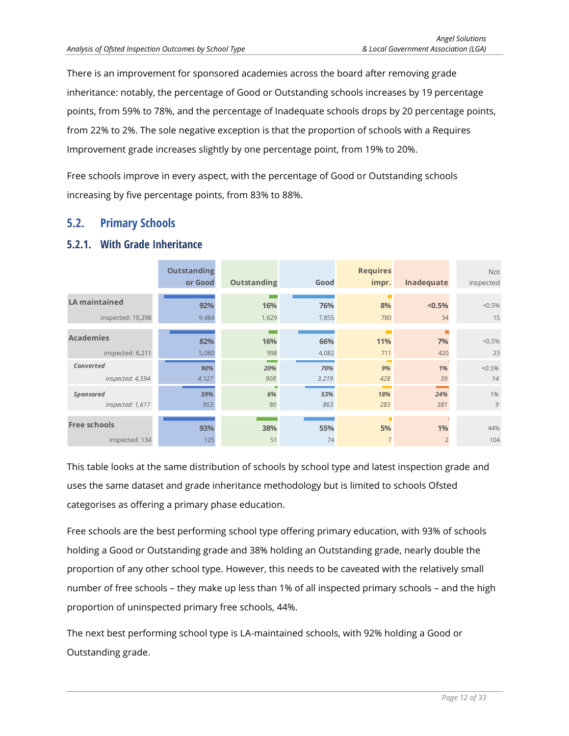There is an improvement for sponsored academies across the board after removing grade inheritance: notably, the percentage of Good or Outstanding schools increases by 19 percentage points, from 59% to 78%, and the percentage of Inadequate schools drops by 20 percentage points, from 22% to 2%. The sole negative exception is that the proportion of schools with a Requires Improvement grade increases slightly by one percentage point, from 19% to 20%.

Free schools improve in every aspect, with the percentage of Good or Outstanding schools increasing by five percentage points, from 83% to 88%.

## 5.2. Primary Schools

### 5.2.1. With Grade Inheritance

| | Outstanding or Good | Outstanding | Good | Requires impr. | Inadequate | Not inspected |
|---|---|---|---|---|---|---|
| **LA maintained** inspected: 10,298 | 92% 9,484 | 16% 1,629 | 76% 7,855 | 8% 780 | <0.5% 34 | <0.5% 15 |
| **Academies** inspected: 6,211 | 82% 5,080 | 16% 998 | 66% 4,082 | 11% 711 | 7% 420 | <0.5% 23 |
| *Converted* inspected: 4,594 | *90%* *4,127* | *20%* *908* | *70%* *3,219* | *9%* *428* | *1%* *39* | *<0.5%* *14* |
| *Sponsored* inspected: 1,617 | *59%* *953* | *6%* *90* | *53%* *863* | *18%* *283* | *24%* *381* | *1%* *9* |
| **Free schools** inspected: 134 | 93% 125 | 38% 51 | 55% 74 | 5% 7 | 1% 2 | 44% 104 |

This table looks at the same distribution of schools by school type and latest inspection grade and uses the same dataset and grade inheritance methodology but is limited to schools Ofsted categorises as offering a primary phase education.

Free schools are the best performing school type offering primary education, with 93% of schools holding a Good or Outstanding grade and 38% holding an Outstanding grade, nearly double the proportion of any other school type. However, this needs to be caveated with the relatively small number of free schools – they make up less than 1% of all inspected primary schools – and the high proportion of uninspected primary free schools, 44%.

The next best performing school type is LA-maintained schools, with 92% holding a Good or Outstanding grade.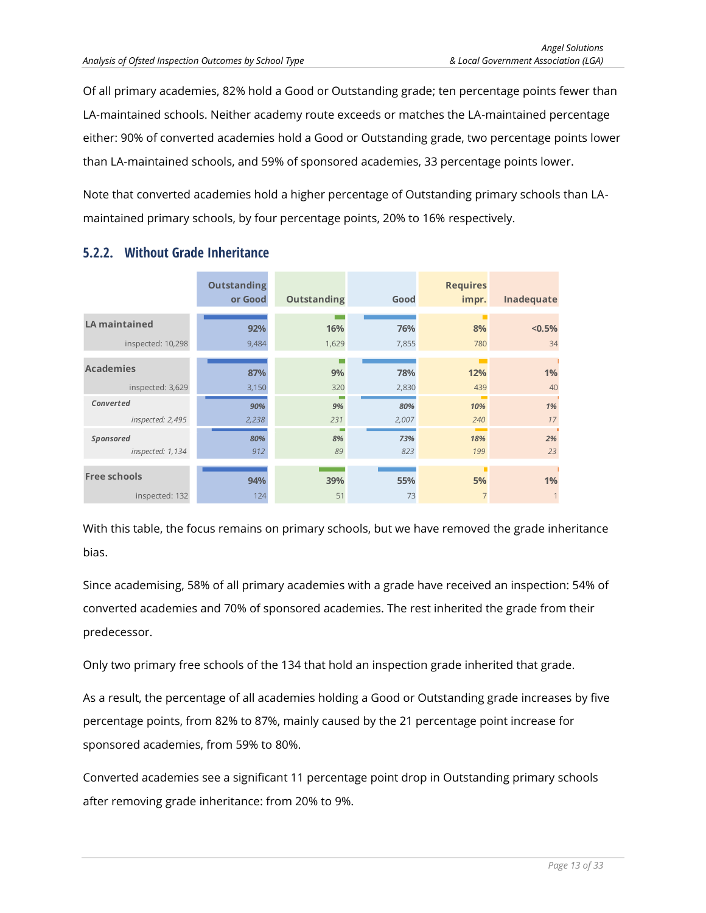Of all primary academies, 82% hold a Good or Outstanding grade; ten percentage points fewer than LA-maintained schools. Neither academy route exceeds or matches the LA-maintained percentage either: 90% of converted academies hold a Good or Outstanding grade, two percentage points lower than LA-maintained schools, and 59% of sponsored academies, 33 percentage points lower.

Note that converted academies hold a higher percentage of Outstanding primary schools than LA-maintained primary schools, by four percentage points, 20% to 16% respectively.

### 5.2.2. Without Grade Inheritance

| | Outstanding or Good | Outstanding | Good | Requires impr. | Inadequate |
|---|---|---|---|---|---|
| **LA maintained** inspected: 10,298 | **92%** 9,484 | **16%** 1,629 | **76%** 7,855 | **8%** 780 | **<0.5%** 34 |
| **Academies** inspected: 3,629 | **87%** 3,150 | **9%** 320 | **78%** 2,830 | **12%** 439 | **1%** 40 |
| ***Converted*** *inspected: 2,495* | ***90%*** *2,238* | ***9%*** *231* | ***80%*** *2,007* | ***10%*** *240* | ***1%*** *17* |
| ***Sponsored*** *inspected: 1,134* | ***80%*** *912* | ***8%*** *89* | ***73%*** *823* | ***18%*** *199* | ***2%*** *23* |
| **Free schools** inspected: 132 | **94%** 124 | **39%** 51 | **55%** 73 | **5%** 7 | **1%** 1 |

With this table, the focus remains on primary schools, but we have removed the grade inheritance bias.

Since academising, 58% of all primary academies with a grade have received an inspection: 54% of converted academies and 70% of sponsored academies. The rest inherited the grade from their predecessor.

Only two primary free schools of the 134 that hold an inspection grade inherited that grade.

As a result, the percentage of all academies holding a Good or Outstanding grade increases by five percentage points, from 82% to 87%, mainly caused by the 21 percentage point increase for sponsored academies, from 59% to 80%.

Converted academies see a significant 11 percentage point drop in Outstanding primary schools after removing grade inheritance: from 20% to 9%.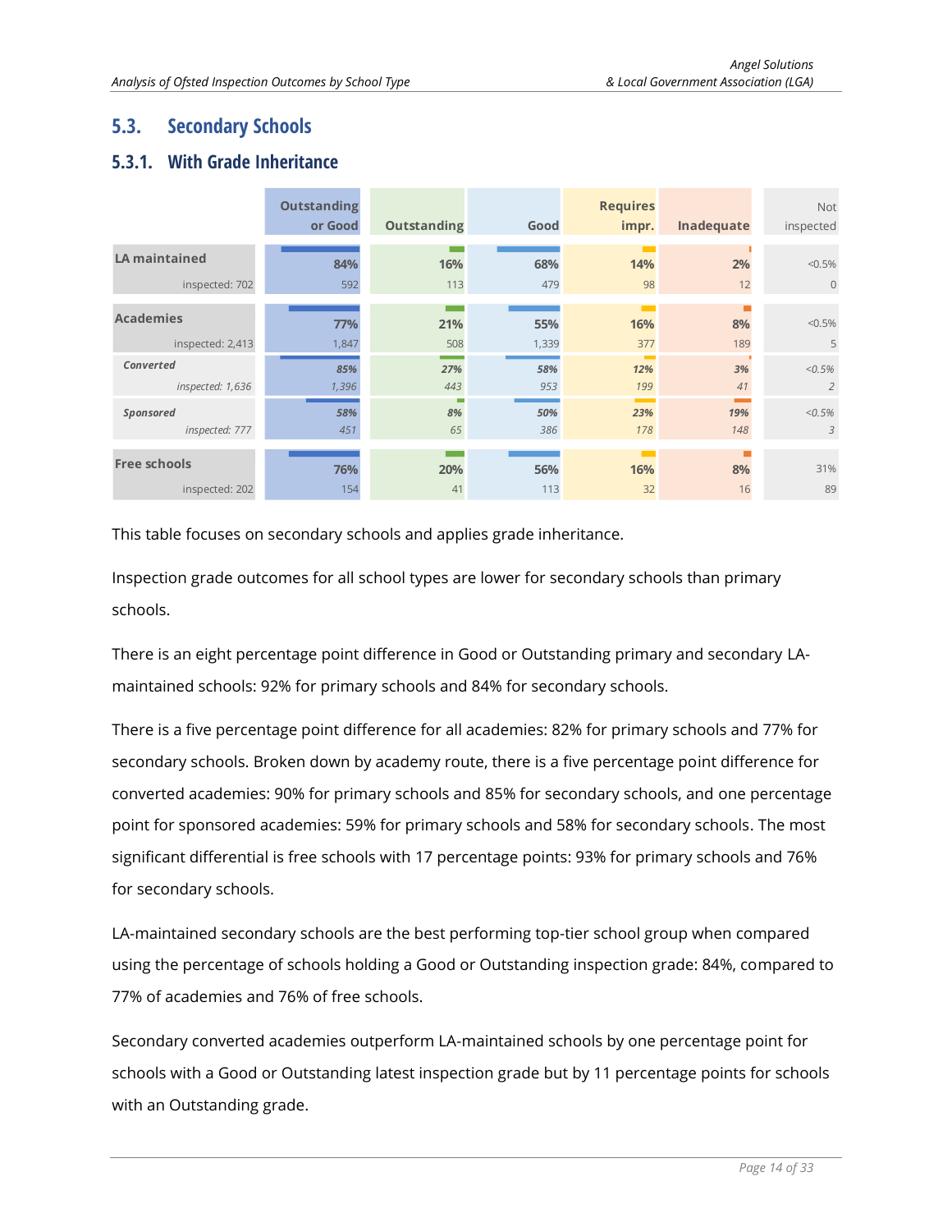## 5.3. Secondary Schools

### 5.3.1. With Grade Inheritance

| | Outstanding or Good | Outstanding | Good | Requires impr. | Inadequate | Not inspected |
|---|---|---|---|---|---|---|
| **LA maintained** inspected: 702 | 84% 592 | 16% 113 | 68% 479 | 14% 98 | 2% 12 | <0.5% 0 |
| **Academies** inspected: 2,413 | 77% 1,847 | 21% 508 | 55% 1,339 | 16% 377 | 8% 189 | <0.5% 5 |
| *Converted* inspected: 1,636 | *85%* *1,396* | *27%* *443* | *58%* *953* | *12%* *199* | *3%* *41* | *<0.5%* *2* |
| *Sponsored* inspected: 777 | *58%* *451* | *8%* *65* | *50%* *386* | *23%* *178* | *19%* *148* | *<0.5%* *3* |
| **Free schools** inspected: 202 | 76% 154 | 20% 41 | 56% 113 | 16% 32 | 8% 16 | 31% 89 |

This table focuses on secondary schools and applies grade inheritance.

Inspection grade outcomes for all school types are lower for secondary schools than primary schools.

There is an eight percentage point difference in Good or Outstanding primary and secondary LA-maintained schools: 92% for primary schools and 84% for secondary schools.

There is a five percentage point difference for all academies: 82% for primary schools and 77% for secondary schools. Broken down by academy route, there is a five percentage point difference for converted academies: 90% for primary schools and 85% for secondary schools, and one percentage point for sponsored academies: 59% for primary schools and 58% for secondary schools. The most significant differential is free schools with 17 percentage points: 93% for primary schools and 76% for secondary schools.

LA-maintained secondary schools are the best performing top-tier school group when compared using the percentage of schools holding a Good or Outstanding inspection grade: 84%, compared to 77% of academies and 76% of free schools.

Secondary converted academies outperform LA-maintained schools by one percentage point for schools with a Good or Outstanding latest inspection grade but by 11 percentage points for schools with an Outstanding grade.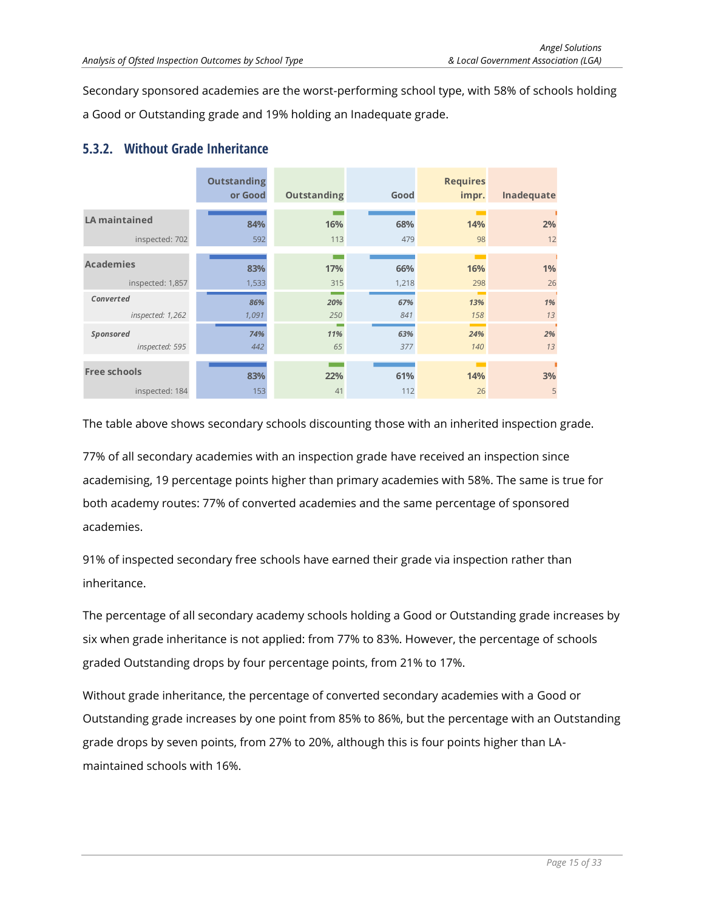Secondary sponsored academies are the worst-performing school type, with 58% of schools holding a Good or Outstanding grade and 19% holding an Inadequate grade.

### 5.3.2. Without Grade Inheritance

| | Outstanding or Good | Outstanding | Good | Requires impr. | Inadequate |
|---|---|---|---|---|---|
| **LA maintained** (inspected: 702) | 84% (592) | 16% (113) | 68% (479) | 14% (98) | 2% (12) |
| **Academies** (inspected: 1,857) | 83% (1,533) | 17% (315) | 66% (1,218) | 16% (298) | 1% (26) |
| *Converted* (inspected: 1,262) | *86% (1,091)* | *20% (250)* | *67% (841)* | *13% (158)* | *1% (13)* |
| *Sponsored* (inspected: 595) | *74% (442)* | *11% (65)* | *63% (377)* | *24% (140)* | *2% (13)* |
| **Free schools** (inspected: 184) | 83% (153) | 22% (41) | 61% (112) | 14% (26) | 3% (5) |

The table above shows secondary schools discounting those with an inherited inspection grade.

77% of all secondary academies with an inspection grade have received an inspection since academising, 19 percentage points higher than primary academies with 58%. The same is true for both academy routes: 77% of converted academies and the same percentage of sponsored academies.

91% of inspected secondary free schools have earned their grade via inspection rather than inheritance.

The percentage of all secondary academy schools holding a Good or Outstanding grade increases by six when grade inheritance is not applied: from 77% to 83%. However, the percentage of schools graded Outstanding drops by four percentage points, from 21% to 17%.

Without grade inheritance, the percentage of converted secondary academies with a Good or Outstanding grade increases by one point from 85% to 86%, but the percentage with an Outstanding grade drops by seven points, from 27% to 20%, although this is four points higher than LA-maintained schools with 16%.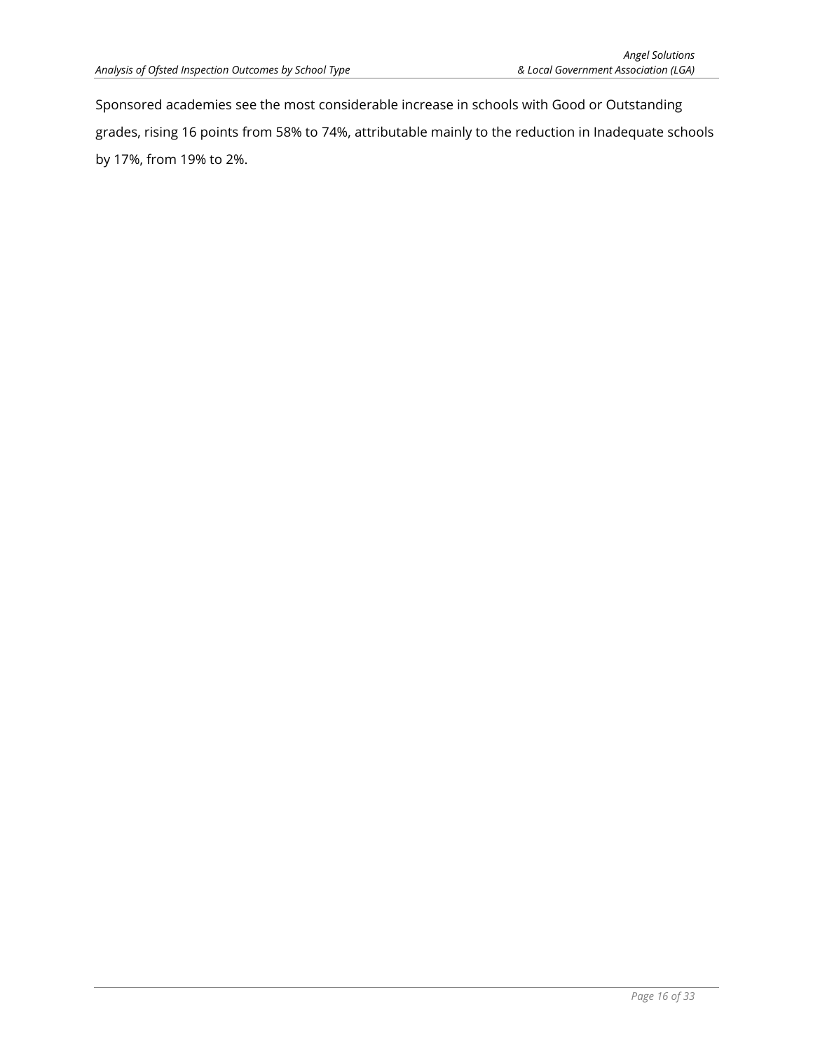Sponsored academies see the most considerable increase in schools with Good or Outstanding grades, rising 16 points from 58% to 74%, attributable mainly to the reduction in Inadequate schools by 17%, from 19% to 2%.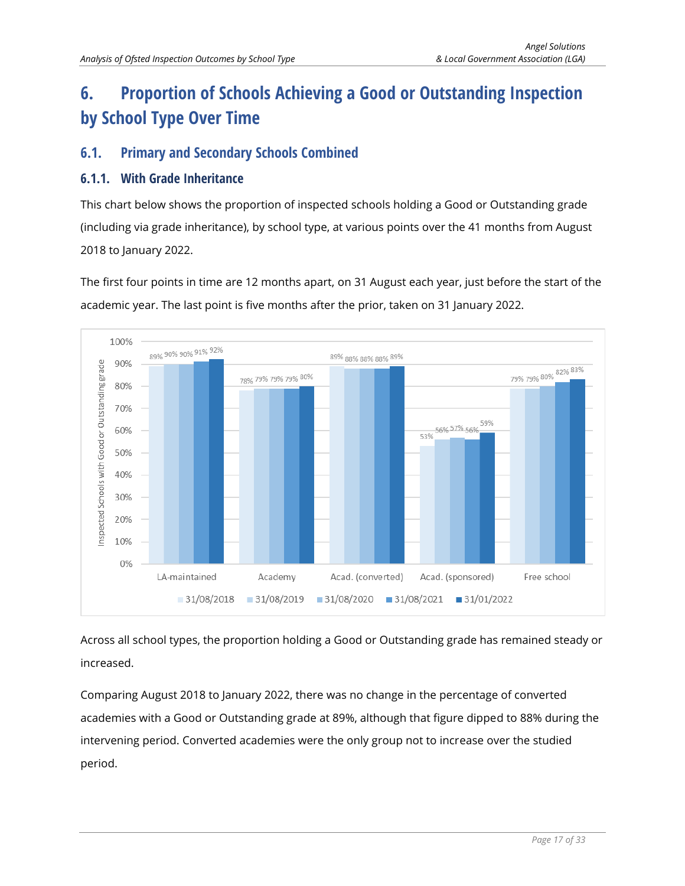# 6. Proportion of Schools Achieving a Good or Outstanding Inspection by School Type Over Time

## 6.1. Primary and Secondary Schools Combined

### 6.1.1. With Grade Inheritance

This chart below shows the proportion of inspected schools holding a Good or Outstanding grade (including via grade inheritance), by school type, at various points over the 41 months from August 2018 to January 2022.

The first four points in time are 12 months apart, on 31 August each year, just before the start of the academic year. The last point is five months after the prior, taken on 31 January 2022.

| School type | 31/08/2018 | 31/08/2019 | 31/08/2020 | 31/08/2021 | 31/01/2022 |
|---|---|---|---|---|---|
| LA-maintained | 89% | 90% | 90% | 91% | 92% |
| Academy | 78% | 79% | 79% | 79% | 80% |
| Acad. (converted) | 89% | 88% | 88% | 88% | 89% |
| Acad. (sponsored) | 53% | 56% | 57% | 56% | 59% |
| Free school | 79% | 79% | 80% | 82% | 83% |

Across all school types, the proportion holding a Good or Outstanding grade has remained steady or increased.

Comparing August 2018 to January 2022, there was no change in the percentage of converted academies with a Good or Outstanding grade at 89%, although that figure dipped to 88% during the intervening period. Converted academies were the only group not to increase over the studied period.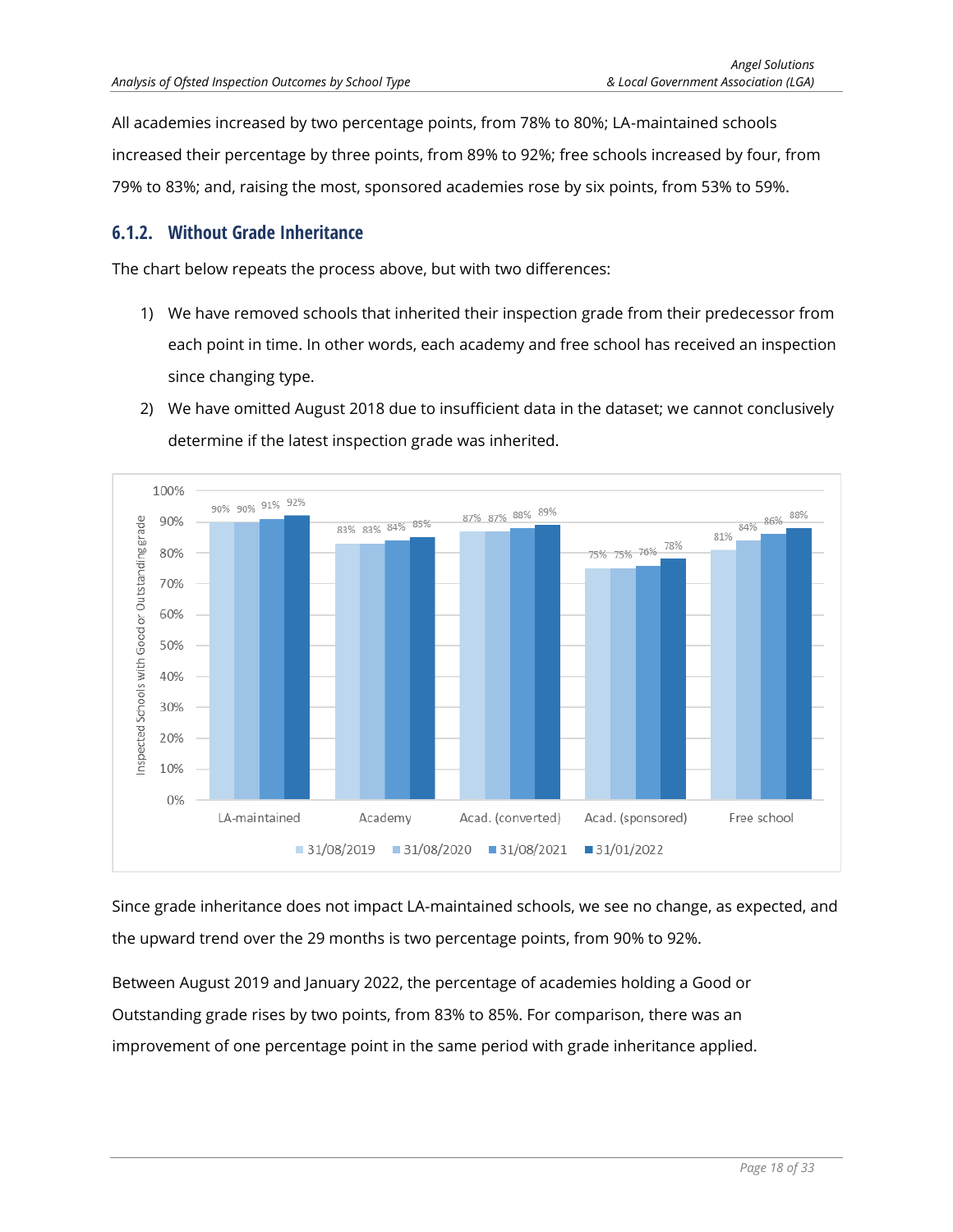All academies increased by two percentage points, from 78% to 80%; LA-maintained schools increased their percentage by three points, from 89% to 92%; free schools increased by four, from 79% to 83%; and, raising the most, sponsored academies rose by six points, from 53% to 59%.

### 6.1.2. Without Grade Inheritance

The chart below repeats the process above, but with two differences:

1) We have removed schools that inherited their inspection grade from their predecessor from each point in time. In other words, each academy and free school has received an inspection since changing type.
2) We have omitted August 2018 due to insufficient data in the dataset; we cannot conclusively determine if the latest inspection grade was inherited.

| Inspected Schools with Good or Outstanding grade | 31/08/2019 | 31/08/2020 | 31/08/2021 | 31/01/2022 |
|---|---|---|---|---|
| LA-maintained | 90% | 90% | 91% | 92% |
| Academy | 83% | 83% | 84% | 85% |
| Acad. (converted) | 87% | 87% | 88% | 89% |
| Acad. (sponsored) | 75% | 75% | 76% | 78% |
| Free school | 81% | 84% | 86% | 88% |

Since grade inheritance does not impact LA-maintained schools, we see no change, as expected, and the upward trend over the 29 months is two percentage points, from 90% to 92%.

Between August 2019 and January 2022, the percentage of academies holding a Good or Outstanding grade rises by two points, from 83% to 85%. For comparison, there was an improvement of one percentage point in the same period with grade inheritance applied.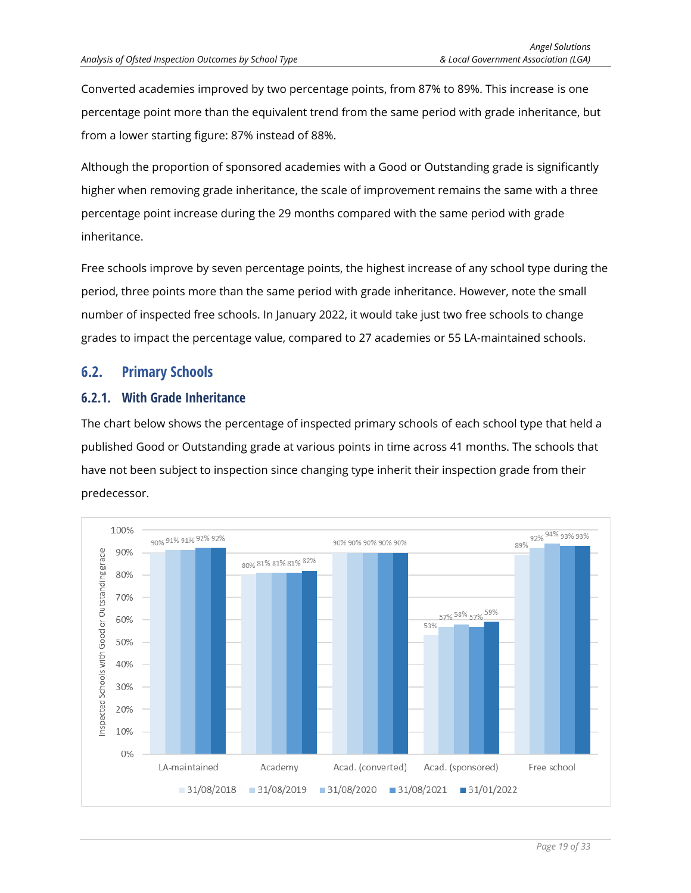Converted academies improved by two percentage points, from 87% to 89%. This increase is one percentage point more than the equivalent trend from the same period with grade inheritance, but from a lower starting figure: 87% instead of 88%.

Although the proportion of sponsored academies with a Good or Outstanding grade is significantly higher when removing grade inheritance, the scale of improvement remains the same with a three percentage point increase during the 29 months compared with the same period with grade inheritance.

Free schools improve by seven percentage points, the highest increase of any school type during the period, three points more than the same period with grade inheritance. However, note the small number of inspected free schools. In January 2022, it would take just two free schools to change grades to impact the percentage value, compared to 27 academies or 55 LA-maintained schools.

## 6.2. Primary Schools

### 6.2.1. With Grade Inheritance

The chart below shows the percentage of inspected primary schools of each school type that held a published Good or Outstanding grade at various points in time across 41 months. The schools that have not been subject to inspection since changing type inherit their inspection grade from their predecessor.

| Inspected Schools with Good or Outstanding grade | 31/08/2018 | 31/08/2019 | 31/08/2020 | 31/08/2021 | 31/01/2022 |
|---|---|---|---|---|---|
| LA-maintained | 90% | 91% | 91% | 92% | 92% |
| Academy | 80% | 81% | 81% | 81% | 82% |
| Acad. (converted) | 90% | 90% | 90% | 90% | 90% |
| Acad. (sponsored) | 53% | 57% | 58% | 57% | 59% |
| Free school | 89% | 92% | 94% | 93% | 93% |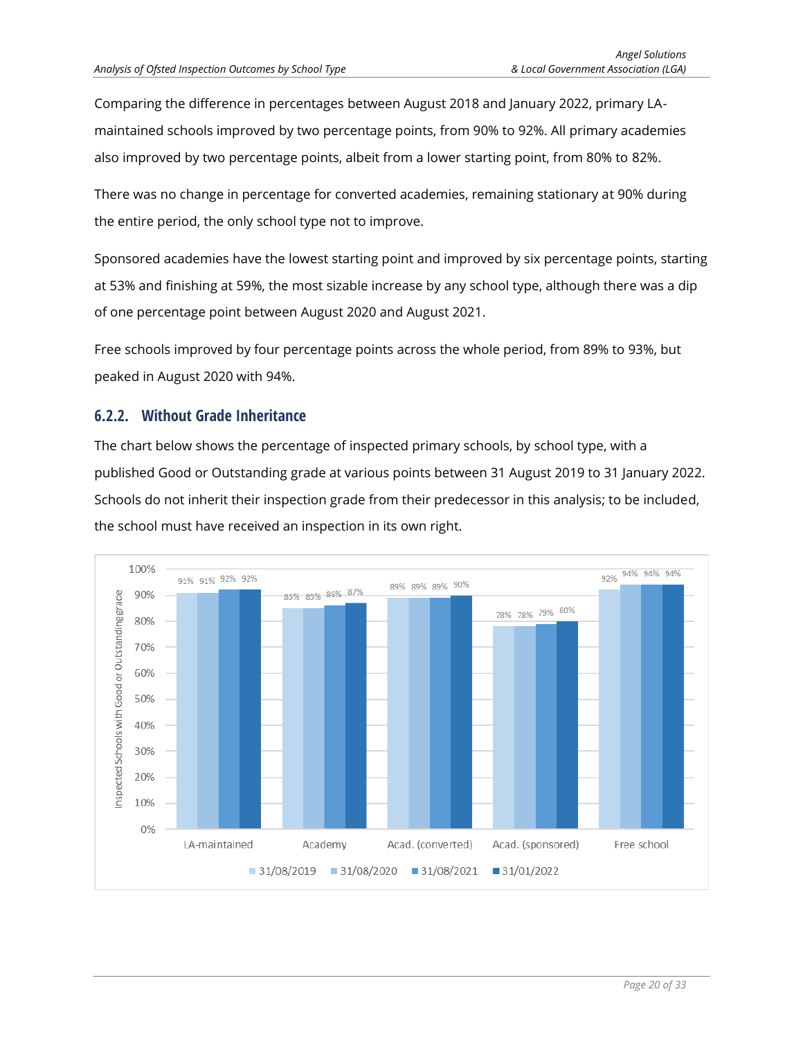Comparing the difference in percentages between August 2018 and January 2022, primary LA-maintained schools improved by two percentage points, from 90% to 92%. All primary academies also improved by two percentage points, albeit from a lower starting point, from 80% to 82%.

There was no change in percentage for converted academies, remaining stationary at 90% during the entire period, the only school type not to improve.

Sponsored academies have the lowest starting point and improved by six percentage points, starting at 53% and finishing at 59%, the most sizable increase by any school type, although there was a dip of one percentage point between August 2020 and August 2021.

Free schools improved by four percentage points across the whole period, from 89% to 93%, but peaked in August 2020 with 94%.

### 6.2.2. Without Grade Inheritance

The chart below shows the percentage of inspected primary schools, by school type, with a published Good or Outstanding grade at various points between 31 August 2019 to 31 January 2022. Schools do not inherit their inspection grade from their predecessor in this analysis; to be included, the school must have received an inspection in its own right.

| School type | 31/08/2019 | 31/08/2020 | 31/08/2021 | 31/01/2022 |
|---|---|---|---|---|
| LA-maintained | 91% | 91% | 92% | 92% |
| Academy | 85% | 85% | 86% | 87% |
| Acad. (converted) | 89% | 89% | 89% | 90% |
| Acad. (sponsored) | 78% | 78% | 79% | 80% |
| Free school | 92% | 94% | 94% | 94% |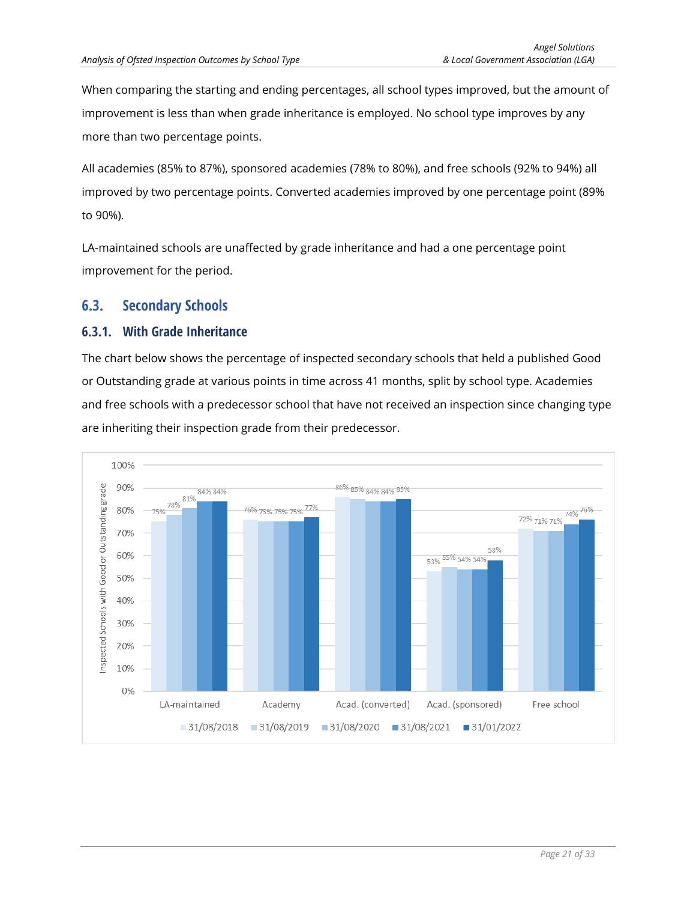When comparing the starting and ending percentages, all school types improved, but the amount of improvement is less than when grade inheritance is employed. No school type improves by any more than two percentage points.

All academies (85% to 87%), sponsored academies (78% to 80%), and free schools (92% to 94%) all improved by two percentage points. Converted academies improved by one percentage point (89% to 90%).

LA-maintained schools are unaffected by grade inheritance and had a one percentage point improvement for the period.

## 6.3. Secondary Schools

### 6.3.1. With Grade Inheritance

The chart below shows the percentage of inspected secondary schools that held a published Good or Outstanding grade at various points in time across 41 months, split by school type. Academies and free schools with a predecessor school that have not received an inspection since changing type are inheriting their inspection grade from their predecessor.

| Inspected Schools with Good or Outstanding grade | 31/08/2018 | 31/08/2019 | 31/08/2020 | 31/08/2021 | 31/01/2022 |
|---|---|---|---|---|---|
| LA-maintained | 75% | 78% | 81% | 84% | 84% |
| Academy | 76% | 75% | 75% | 75% | 77% |
| Acad. (converted) | 86% | 85% | 84% | 84% | 85% |
| Acad. (sponsored) | 53% | 55% | 54% | 54% | 58% |
| Free school | 72% | 71% | 71% | 74% | 76% |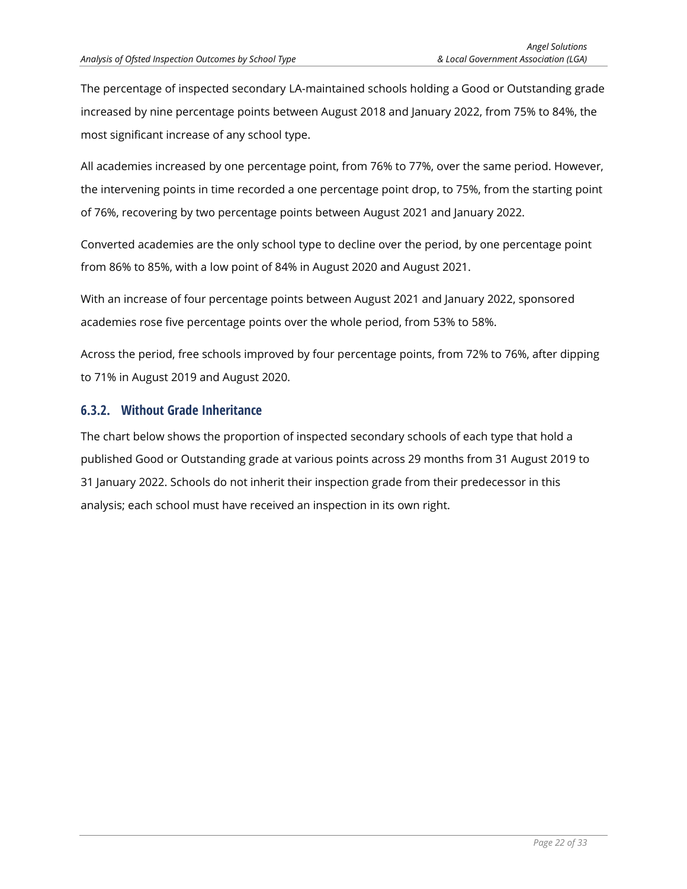The percentage of inspected secondary LA-maintained schools holding a Good or Outstanding grade increased by nine percentage points between August 2018 and January 2022, from 75% to 84%, the most significant increase of any school type.

All academies increased by one percentage point, from 76% to 77%, over the same period. However, the intervening points in time recorded a one percentage point drop, to 75%, from the starting point of 76%, recovering by two percentage points between August 2021 and January 2022.

Converted academies are the only school type to decline over the period, by one percentage point from 86% to 85%, with a low point of 84% in August 2020 and August 2021.

With an increase of four percentage points between August 2021 and January 2022, sponsored academies rose five percentage points over the whole period, from 53% to 58%.

Across the period, free schools improved by four percentage points, from 72% to 76%, after dipping to 71% in August 2019 and August 2020.

### 6.3.2. Without Grade Inheritance

The chart below shows the proportion of inspected secondary schools of each type that hold a published Good or Outstanding grade at various points across 29 months from 31 August 2019 to 31 January 2022. Schools do not inherit their inspection grade from their predecessor in this analysis; each school must have received an inspection in its own right.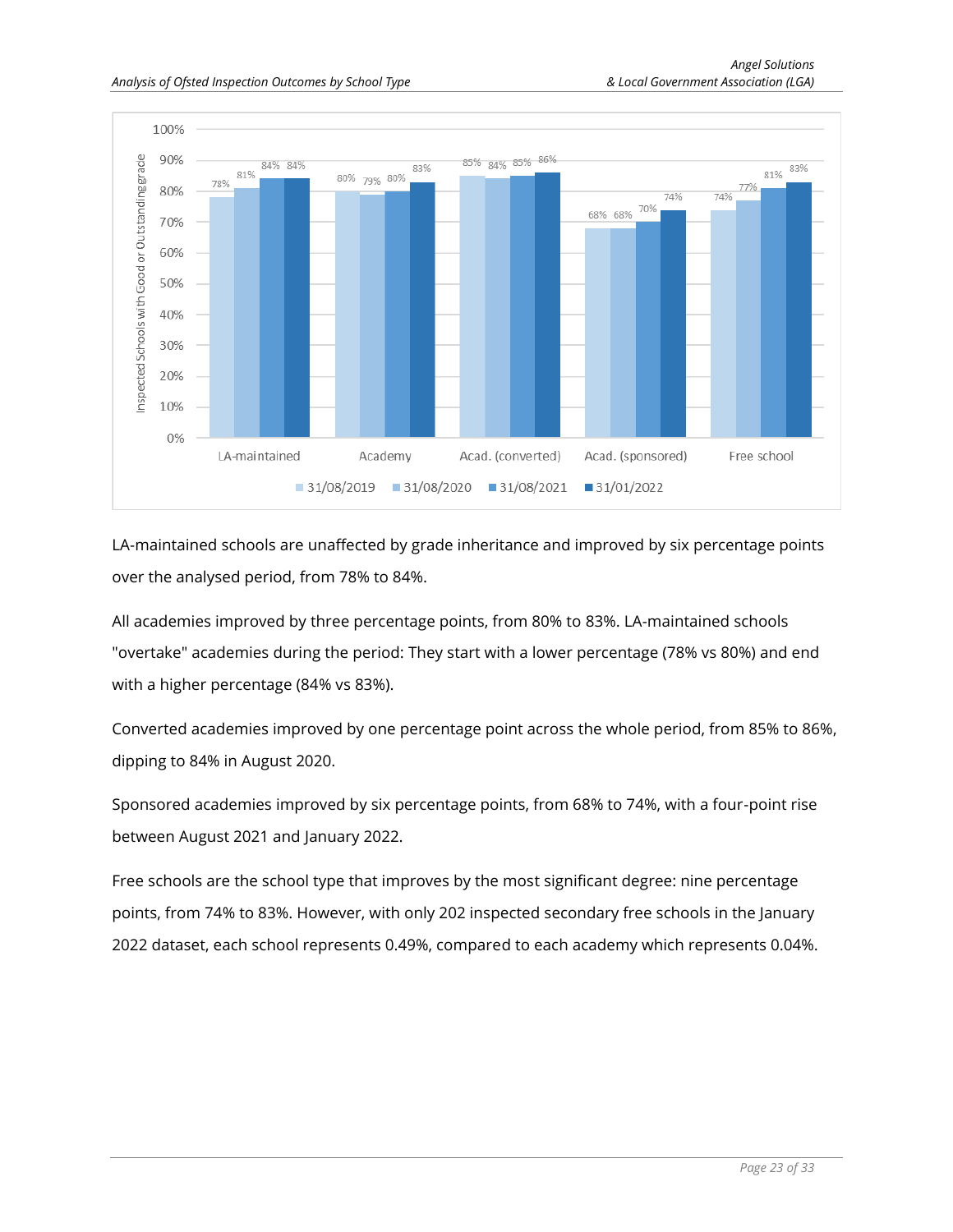| | 31/08/2019 | 31/08/2020 | 31/08/2021 | 31/01/2022 |
|---|---|---|---|---|
| LA-maintained | 78% | 81% | 84% | 84% |
| Academy | 80% | 79% | 80% | 83% |
| Acad. (converted) | 85% | 84% | 85% | 86% |
| Acad. (sponsored) | 68% | 68% | 70% | 74% |
| Free school | 74% | 77% | 81% | 83% |

Inspected Schools with Good or Outstanding grade

LA-maintained schools are unaffected by grade inheritance and improved by six percentage points over the analysed period, from 78% to 84%.

All academies improved by three percentage points, from 80% to 83%. LA-maintained schools "overtake" academies during the period: They start with a lower percentage (78% vs 80%) and end with a higher percentage (84% vs 83%).

Converted academies improved by one percentage point across the whole period, from 85% to 86%, dipping to 84% in August 2020.

Sponsored academies improved by six percentage points, from 68% to 74%, with a four-point rise between August 2021 and January 2022.

Free schools are the school type that improves by the most significant degree: nine percentage points, from 74% to 83%. However, with only 202 inspected secondary free schools in the January 2022 dataset, each school represents 0.49%, compared to each academy which represents 0.04%.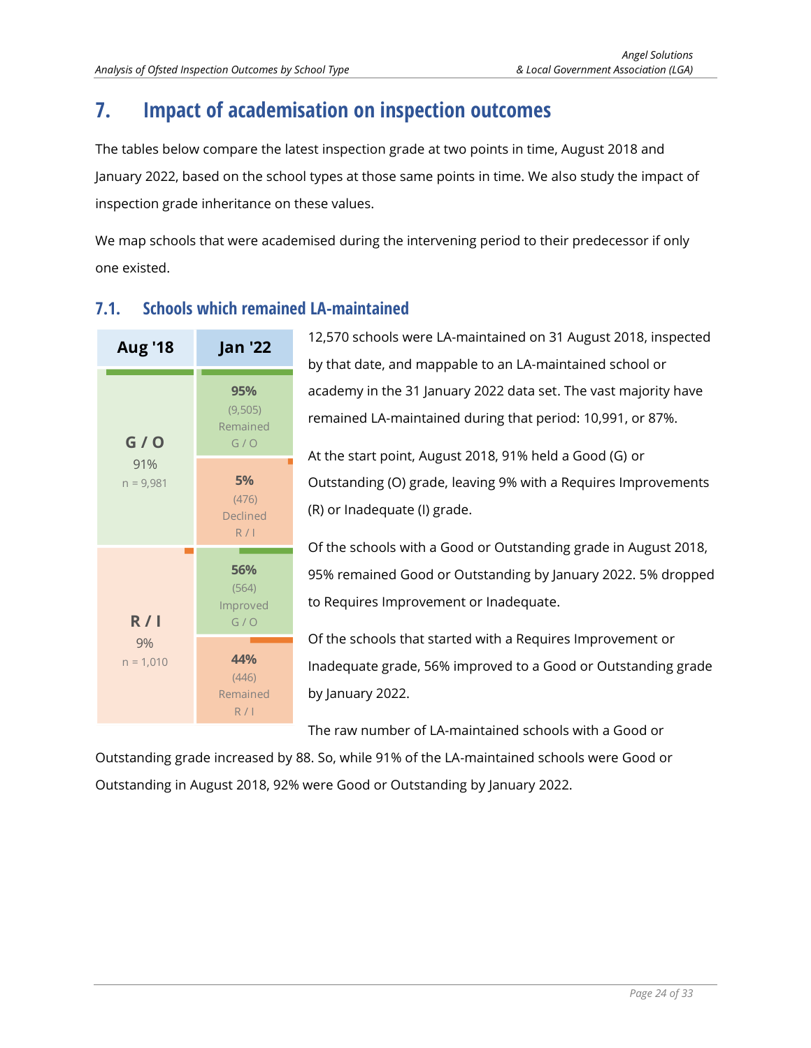# 7. Impact of academisation on inspection outcomes

The tables below compare the latest inspection grade at two points in time, August 2018 and January 2022, based on the school types at those same points in time. We also study the impact of inspection grade inheritance on these values.

We map schools that were academised during the intervening period to their predecessor if only one existed.

## 7.1. Schools which remained LA-maintained

| Aug '18 | Jan '22 |
|---|---|
| **G / O** 91% n = 9,981 | **95%** (9,505) Remained G / O |
| | **5%** (476) Declined R / I |
| **R / I** 9% n = 1,010 | **56%** (564) Improved G / O |
| | **44%** (446) Remained R / I |

12,570 schools were LA-maintained on 31 August 2018, inspected by that date, and mappable to an LA-maintained school or academy in the 31 January 2022 data set. The vast majority have remained LA-maintained during that period: 10,991, or 87%.

At the start point, August 2018, 91% held a Good (G) or Outstanding (O) grade, leaving 9% with a Requires Improvements (R) or Inadequate (I) grade.

Of the schools with a Good or Outstanding grade in August 2018, 95% remained Good or Outstanding by January 2022. 5% dropped to Requires Improvement or Inadequate.

Of the schools that started with a Requires Improvement or Inadequate grade, 56% improved to a Good or Outstanding grade by January 2022.

The raw number of LA-maintained schools with a Good or Outstanding grade increased by 88. So, while 91% of the LA-maintained schools were Good or Outstanding in August 2018, 92% were Good or Outstanding by January 2022.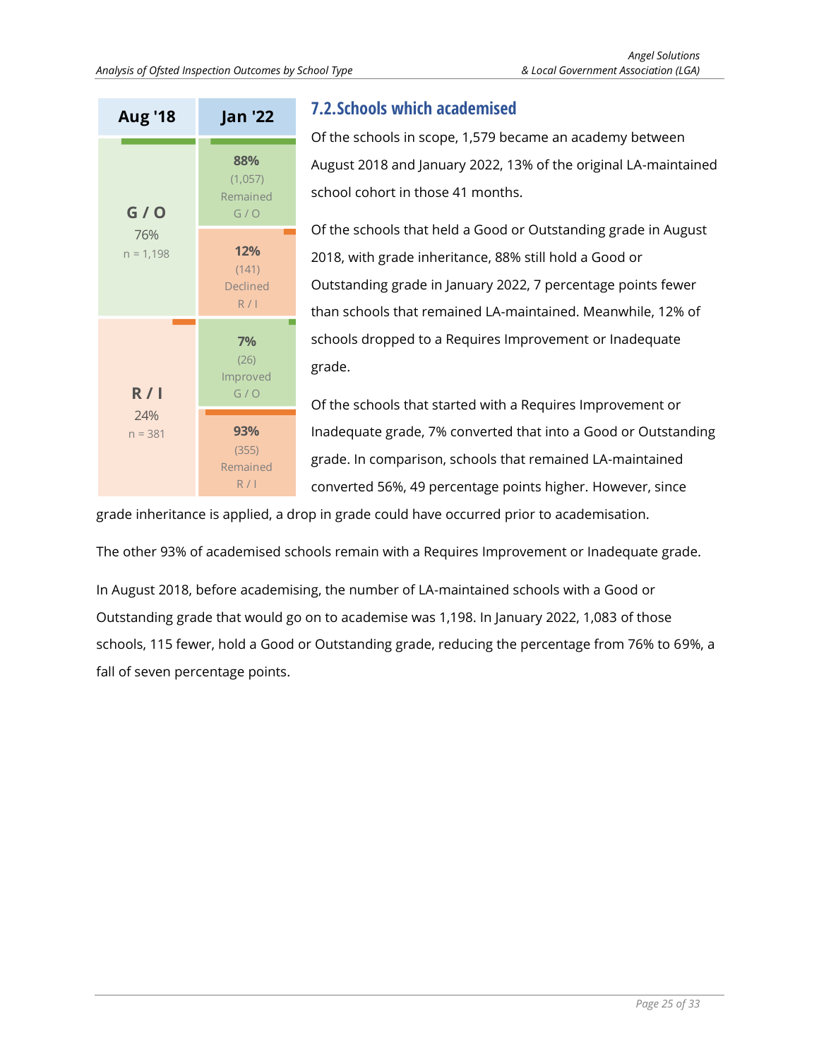| Aug '18 | Jan '22 |
|---|---|
| G / O 76% n = 1,198 | 88% (1,057) Remained G / O |
| | 12% (141) Declined R / I |
| R / I 24% n = 381 | 7% (26) Improved G / O |
| | 93% (355) Remained R / I |

## 7.2. Schools which academised

Of the schools in scope, 1,579 became an academy between August 2018 and January 2022, 13% of the original LA-maintained school cohort in those 41 months.

Of the schools that held a Good or Outstanding grade in August 2018, with grade inheritance, 88% still hold a Good or Outstanding grade in January 2022, 7 percentage points fewer than schools that remained LA-maintained. Meanwhile, 12% of schools dropped to a Requires Improvement or Inadequate grade.

Of the schools that started with a Requires Improvement or Inadequate grade, 7% converted that into a Good or Outstanding grade. In comparison, schools that remained LA-maintained converted 56%, 49 percentage points higher. However, since grade inheritance is applied, a drop in grade could have occurred prior to academisation.

The other 93% of academised schools remain with a Requires Improvement or Inadequate grade.

In August 2018, before academising, the number of LA-maintained schools with a Good or Outstanding grade that would go on to academise was 1,198. In January 2022, 1,083 of those schools, 115 fewer, hold a Good or Outstanding grade, reducing the percentage from 76% to 69%, a fall of seven percentage points.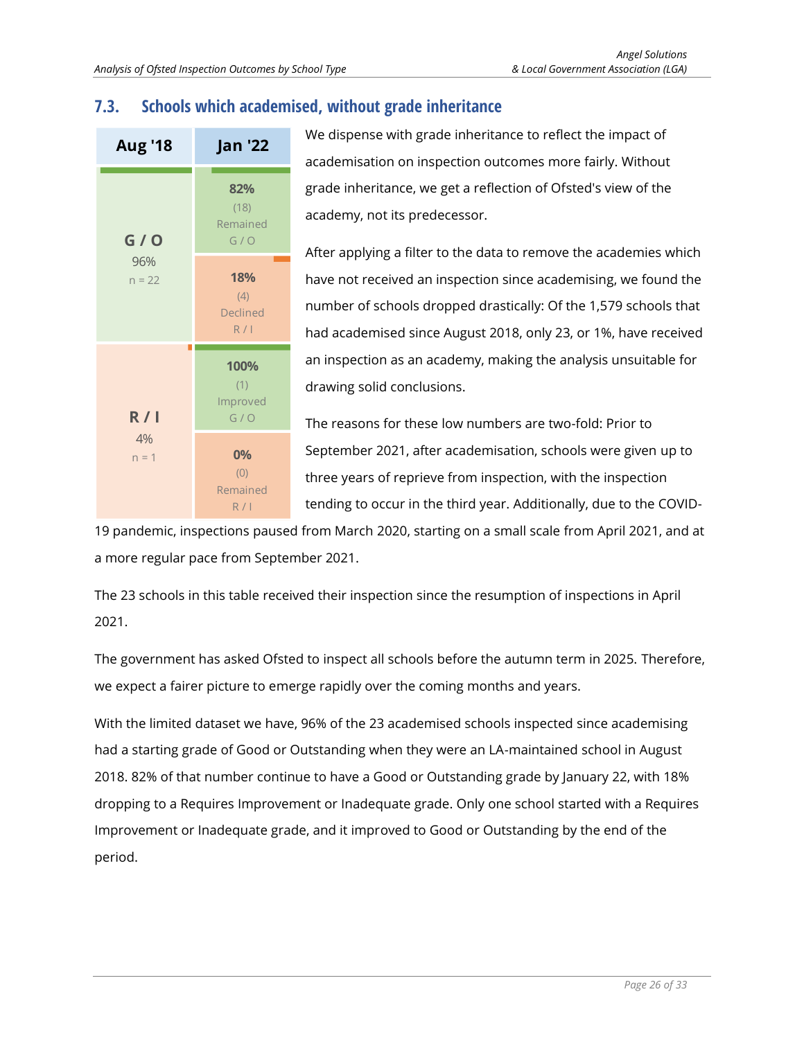## 7.3. Schools which academised, without grade inheritance

| Aug '18 | Jan '22 |
|---|---|
| G / O 96% n = 22 | 82% (18) Remained G / O |
| | 18% (4) Declined R / I |
| R / I 4% n = 1 | 100% (1) Improved G / O |
| | 0% (0) Remained R / I |

We dispense with grade inheritance to reflect the impact of academisation on inspection outcomes more fairly. Without grade inheritance, we get a reflection of Ofsted's view of the academy, not its predecessor.

After applying a filter to the data to remove the academies which have not received an inspection since academising, we found the number of schools dropped drastically: Of the 1,579 schools that had academised since August 2018, only 23, or 1%, have received an inspection as an academy, making the analysis unsuitable for drawing solid conclusions.

The reasons for these low numbers are two-fold: Prior to September 2021, after academisation, schools were given up to three years of reprieve from inspection, with the inspection tending to occur in the third year. Additionally, due to the COVID-19 pandemic, inspections paused from March 2020, starting on a small scale from April 2021, and at a more regular pace from September 2021.

The 23 schools in this table received their inspection since the resumption of inspections in April 2021.

The government has asked Ofsted to inspect all schools before the autumn term in 2025. Therefore, we expect a fairer picture to emerge rapidly over the coming months and years.

With the limited dataset we have, 96% of the 23 academised schools inspected since academising had a starting grade of Good or Outstanding when they were an LA-maintained school in August 2018. 82% of that number continue to have a Good or Outstanding grade by January 22, with 18% dropping to a Requires Improvement or Inadequate grade. Only one school started with a Requires Improvement or Inadequate grade, and it improved to Good or Outstanding by the end of the period.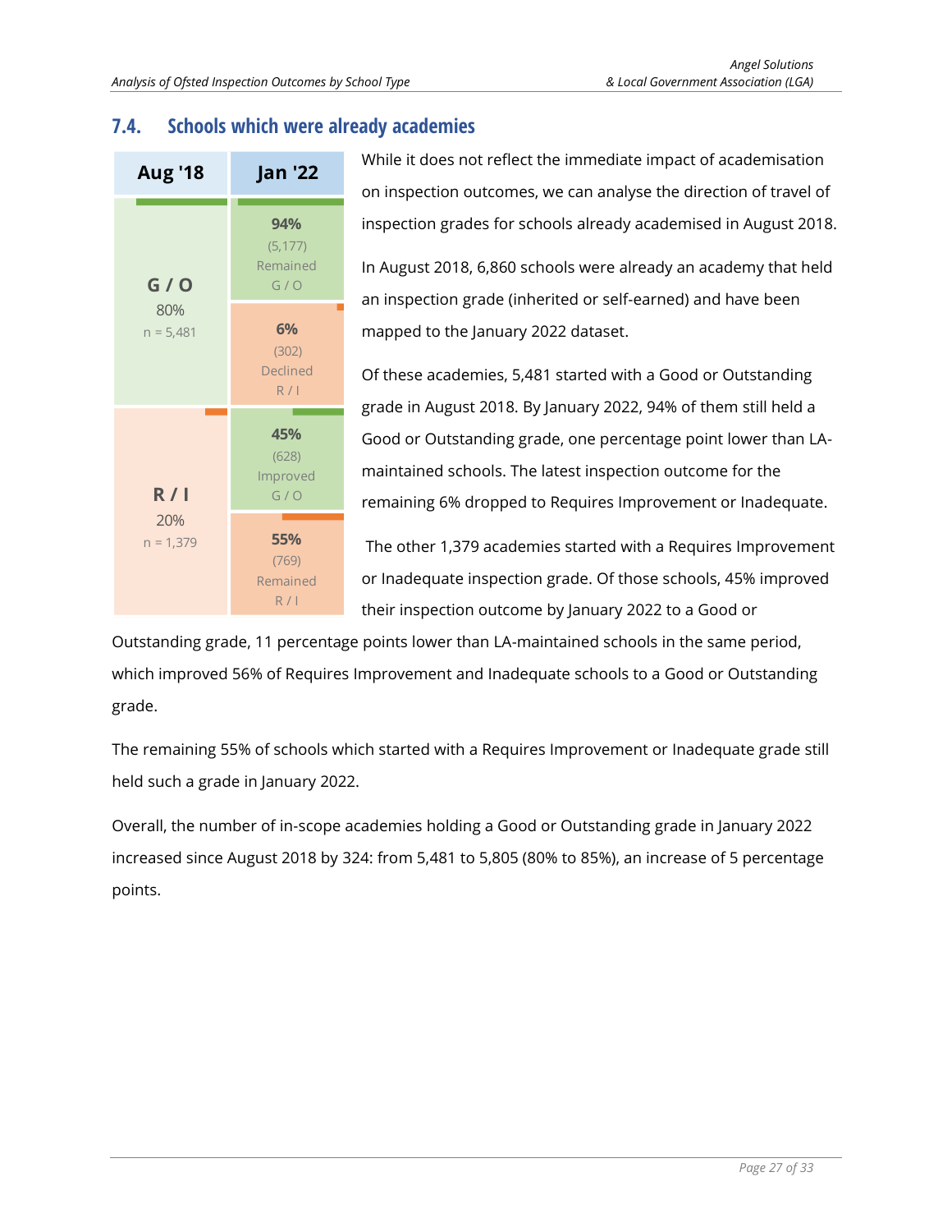## 7.4. Schools which were already academies

| Aug '18 | Jan '22 |
|---|---|
| **G / O**<br>80%<br>n = 5,481 | **94%**<br>(5,177)<br>Remained<br>G / O |
| | **6%**<br>(302)<br>Declined<br>R / I |
| **R / I**<br>20%<br>n = 1,379 | **45%**<br>(628)<br>Improved<br>G / O |
| | **55%**<br>(769)<br>Remained<br>R / I |

While it does not reflect the immediate impact of academisation on inspection outcomes, we can analyse the direction of travel of inspection grades for schools already academised in August 2018.

In August 2018, 6,860 schools were already an academy that held an inspection grade (inherited or self-earned) and have been mapped to the January 2022 dataset.

Of these academies, 5,481 started with a Good or Outstanding grade in August 2018. By January 2022, 94% of them still held a Good or Outstanding grade, one percentage point lower than LA-maintained schools. The latest inspection outcome for the remaining 6% dropped to Requires Improvement or Inadequate.

The other 1,379 academies started with a Requires Improvement or Inadequate inspection grade. Of those schools, 45% improved their inspection outcome by January 2022 to a Good or Outstanding grade, 11 percentage points lower than LA-maintained schools in the same period, which improved 56% of Requires Improvement and Inadequate schools to a Good or Outstanding grade.

The remaining 55% of schools which started with a Requires Improvement or Inadequate grade still held such a grade in January 2022.

Overall, the number of in-scope academies holding a Good or Outstanding grade in January 2022 increased since August 2018 by 324: from 5,481 to 5,805 (80% to 85%), an increase of 5 percentage points.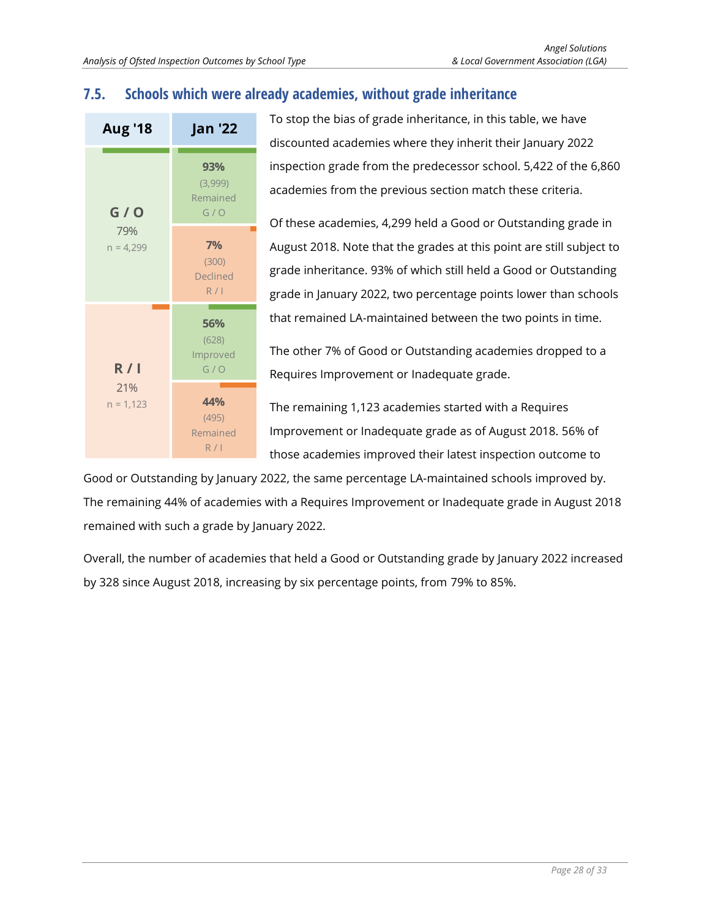## 7.5. Schools which were already academies, without grade inheritance

| Aug '18 | Jan '22 |
|---|---|
| **G / O** 79% n = 4,299 | **93%** (3,999) Remained G / O |
| | **7%** (300) Declined R / I |
| **R / I** 21% n = 1,123 | **56%** (628) Improved G / O |
| | **44%** (495) Remained R / I |

To stop the bias of grade inheritance, in this table, we have discounted academies where they inherit their January 2022 inspection grade from the predecessor school. 5,422 of the 6,860 academies from the previous section match these criteria.

Of these academies, 4,299 held a Good or Outstanding grade in August 2018. Note that the grades at this point are still subject to grade inheritance. 93% of which still held a Good or Outstanding grade in January 2022, two percentage points lower than schools that remained LA-maintained between the two points in time.

The other 7% of Good or Outstanding academies dropped to a Requires Improvement or Inadequate grade.

The remaining 1,123 academies started with a Requires Improvement or Inadequate grade as of August 2018. 56% of those academies improved their latest inspection outcome to Good or Outstanding by January 2022, the same percentage LA-maintained schools improved by. The remaining 44% of academies with a Requires Improvement or Inadequate grade in August 2018 remained with such a grade by January 2022.

Overall, the number of academies that held a Good or Outstanding grade by January 2022 increased by 328 since August 2018, increasing by six percentage points, from 79% to 85%.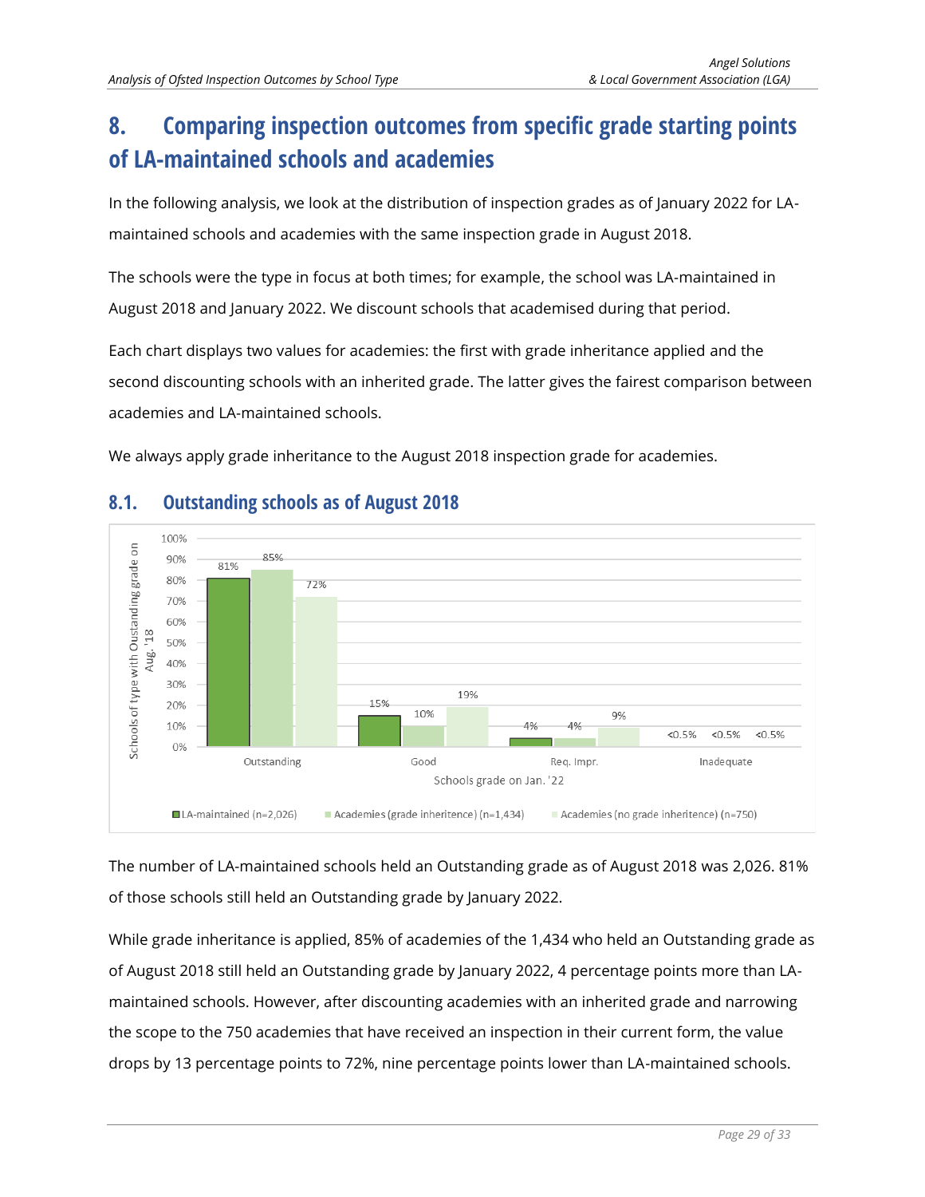# 8. Comparing inspection outcomes from specific grade starting points of LA-maintained schools and academies

In the following analysis, we look at the distribution of inspection grades as of January 2022 for LA-maintained schools and academies with the same inspection grade in August 2018.

The schools were the type in focus at both times; for example, the school was LA-maintained in August 2018 and January 2022. We discount schools that academised during that period.

Each chart displays two values for academies: the first with grade inheritance applied and the second discounting schools with an inherited grade. The latter gives the fairest comparison between academies and LA-maintained schools.

We always apply grade inheritance to the August 2018 inspection grade for academies.

## 8.1. Outstanding schools as of August 2018

| Schools grade on Jan. '22 | LA-maintained (n=2,026) | Academies (grade inheritence) (n=1,434) | Academies (no grade inheritence) (n=750) |
|---|---|---|---|
| Outstanding | 81% | 85% | 72% |
| Good | 15% | 10% | 19% |
| Req. Impr. | 4% | 4% | 9% |
| Inadequate | <0.5% | <0.5% | <0.5% |

The number of LA-maintained schools held an Outstanding grade as of August 2018 was 2,026. 81% of those schools still held an Outstanding grade by January 2022.

While grade inheritance is applied, 85% of academies of the 1,434 who held an Outstanding grade as of August 2018 still held an Outstanding grade by January 2022, 4 percentage points more than LA-maintained schools. However, after discounting academies with an inherited grade and narrowing the scope to the 750 academies that have received an inspection in their current form, the value drops by 13 percentage points to 72%, nine percentage points lower than LA-maintained schools.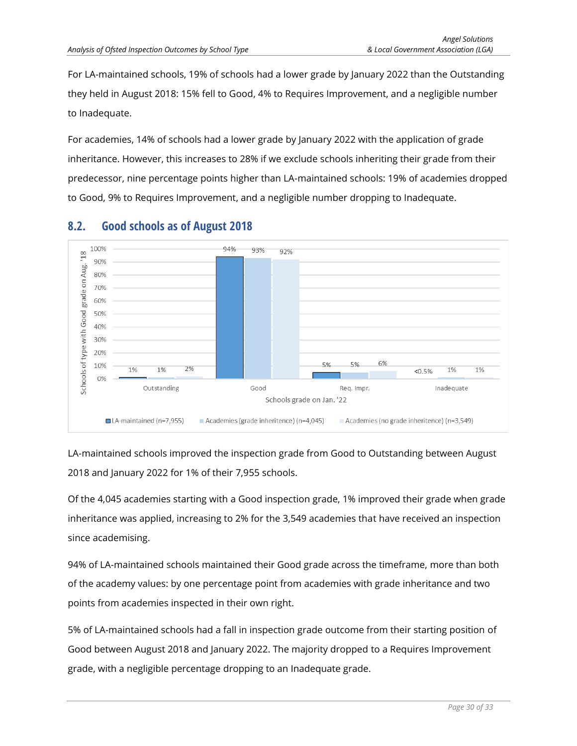For LA-maintained schools, 19% of schools had a lower grade by January 2022 than the Outstanding they held in August 2018: 15% fell to Good, 4% to Requires Improvement, and a negligible number to Inadequate.

For academies, 14% of schools had a lower grade by January 2022 with the application of grade inheritance. However, this increases to 28% if we exclude schools inheriting their grade from their predecessor, nine percentage points higher than LA-maintained schools: 19% of academies dropped to Good, 9% to Requires Improvement, and a negligible number dropping to Inadequate.

## 8.2. Good schools as of August 2018

| Schools grade on Jan. '22 | LA-maintained (n=7,955) | Academies (grade inheritence) (n=4,045) | Academies (no grade inheritence) (n=3,549) |
|---|---|---|---|
| Outstanding | 1% | 1% | 2% |
| Good | 94% | 93% | 92% |
| Req. Impr. | 5% | 5% | 6% |
| Inadequate | <0.5% | 1% | 1% |

LA-maintained schools improved the inspection grade from Good to Outstanding between August 2018 and January 2022 for 1% of their 7,955 schools.

Of the 4,045 academies starting with a Good inspection grade, 1% improved their grade when grade inheritance was applied, increasing to 2% for the 3,549 academies that have received an inspection since academising.

94% of LA-maintained schools maintained their Good grade across the timeframe, more than both of the academy values: by one percentage point from academies with grade inheritance and two points from academies inspected in their own right.

5% of LA-maintained schools had a fall in inspection grade outcome from their starting position of Good between August 2018 and January 2022. The majority dropped to a Requires Improvement grade, with a negligible percentage dropping to an Inadequate grade.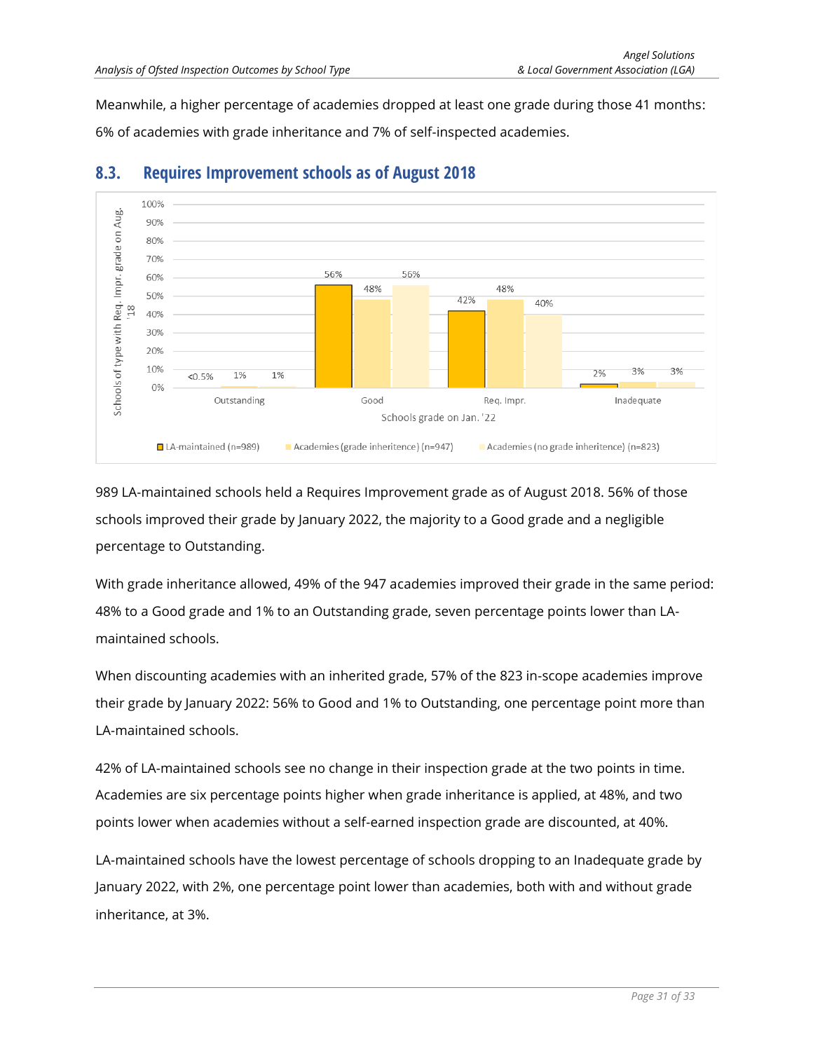Meanwhile, a higher percentage of academies dropped at least one grade during those 41 months: 6% of academies with grade inheritance and 7% of self-inspected academies.

### 8.3. Requires Improvement schools as of August 2018

| Schools grade on Jan. '22 | LA-maintained (n=989) | Academies (grade inheritence) (n=947) | Academies (no grade inheritence) (n=823) |
|---|---|---|---|
| Outstanding | <0.5% | 1% | 1% |
| Good | 56% | 48% | 56% |
| Req. Impr. | 42% | 48% | 40% |
| Inadequate | 2% | 3% | 3% |

989 LA-maintained schools held a Requires Improvement grade as of August 2018. 56% of those schools improved their grade by January 2022, the majority to a Good grade and a negligible percentage to Outstanding.

With grade inheritance allowed, 49% of the 947 academies improved their grade in the same period: 48% to a Good grade and 1% to an Outstanding grade, seven percentage points lower than LA-maintained schools.

When discounting academies with an inherited grade, 57% of the 823 in-scope academies improve their grade by January 2022: 56% to Good and 1% to Outstanding, one percentage point more than LA-maintained schools.

42% of LA-maintained schools see no change in their inspection grade at the two points in time. Academies are six percentage points higher when grade inheritance is applied, at 48%, and two points lower when academies without a self-earned inspection grade are discounted, at 40%.

LA-maintained schools have the lowest percentage of schools dropping to an Inadequate grade by January 2022, with 2%, one percentage point lower than academies, both with and without grade inheritance, at 3%.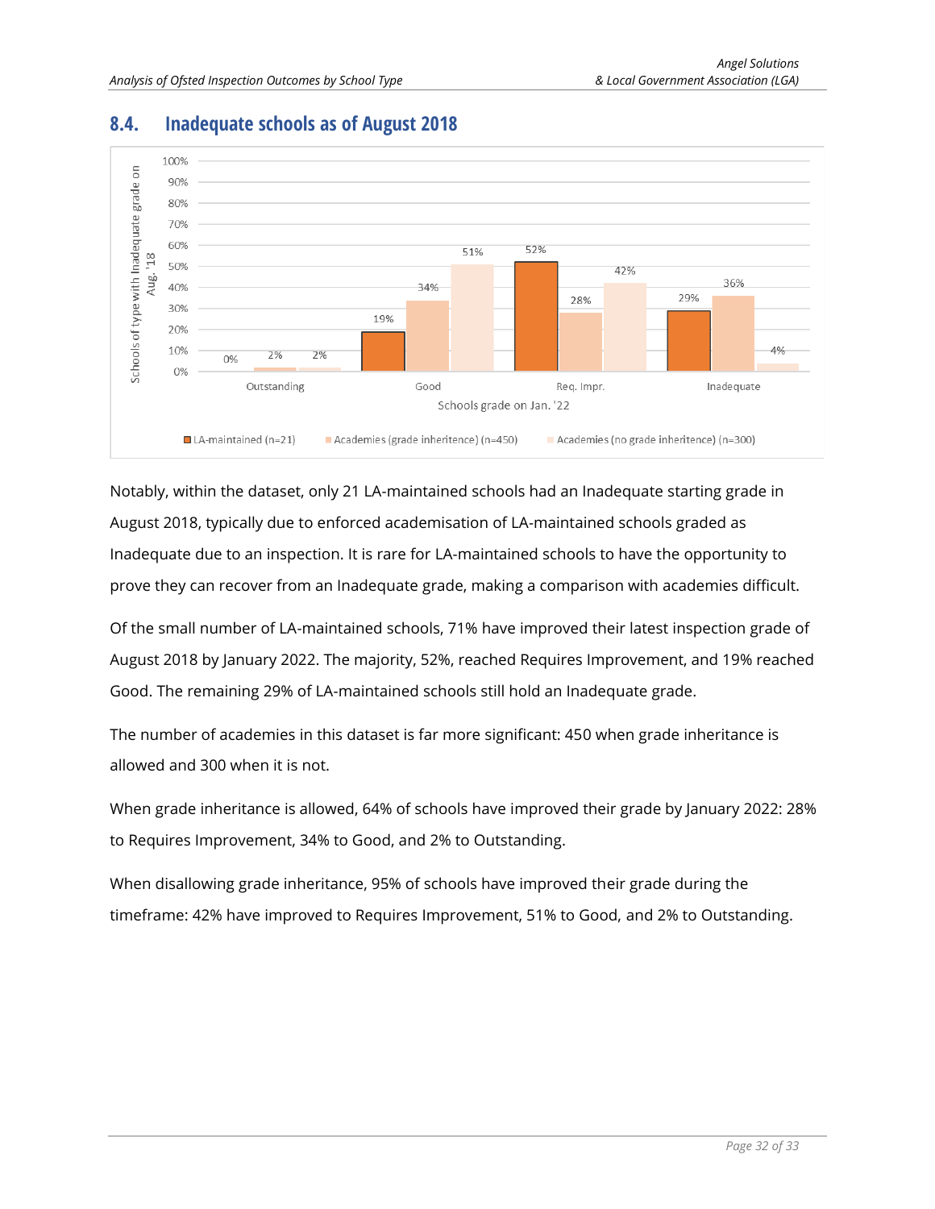## 8.4. Inadequate schools as of August 2018

Notably, within the dataset, only 21 LA-maintained schools had an Inadequate starting grade in August 2018, typically due to enforced academisation of LA-maintained schools graded as Inadequate due to an inspection. It is rare for LA-maintained schools to have the opportunity to prove they can recover from an Inadequate grade, making a comparison with academies difficult.

Of the small number of LA-maintained schools, 71% have improved their latest inspection grade of August 2018 by January 2022. The majority, 52%, reached Requires Improvement, and 19% reached Good. The remaining 29% of LA-maintained schools still hold an Inadequate grade.

The number of academies in this dataset is far more significant: 450 when grade inheritance is allowed and 300 when it is not.

When grade inheritance is allowed, 64% of schools have improved their grade by January 2022: 28% to Requires Improvement, 34% to Good, and 2% to Outstanding.

When disallowing grade inheritance, 95% of schools have improved their grade during the timeframe: 42% have improved to Requires Improvement, 51% to Good, and 2% to Outstanding.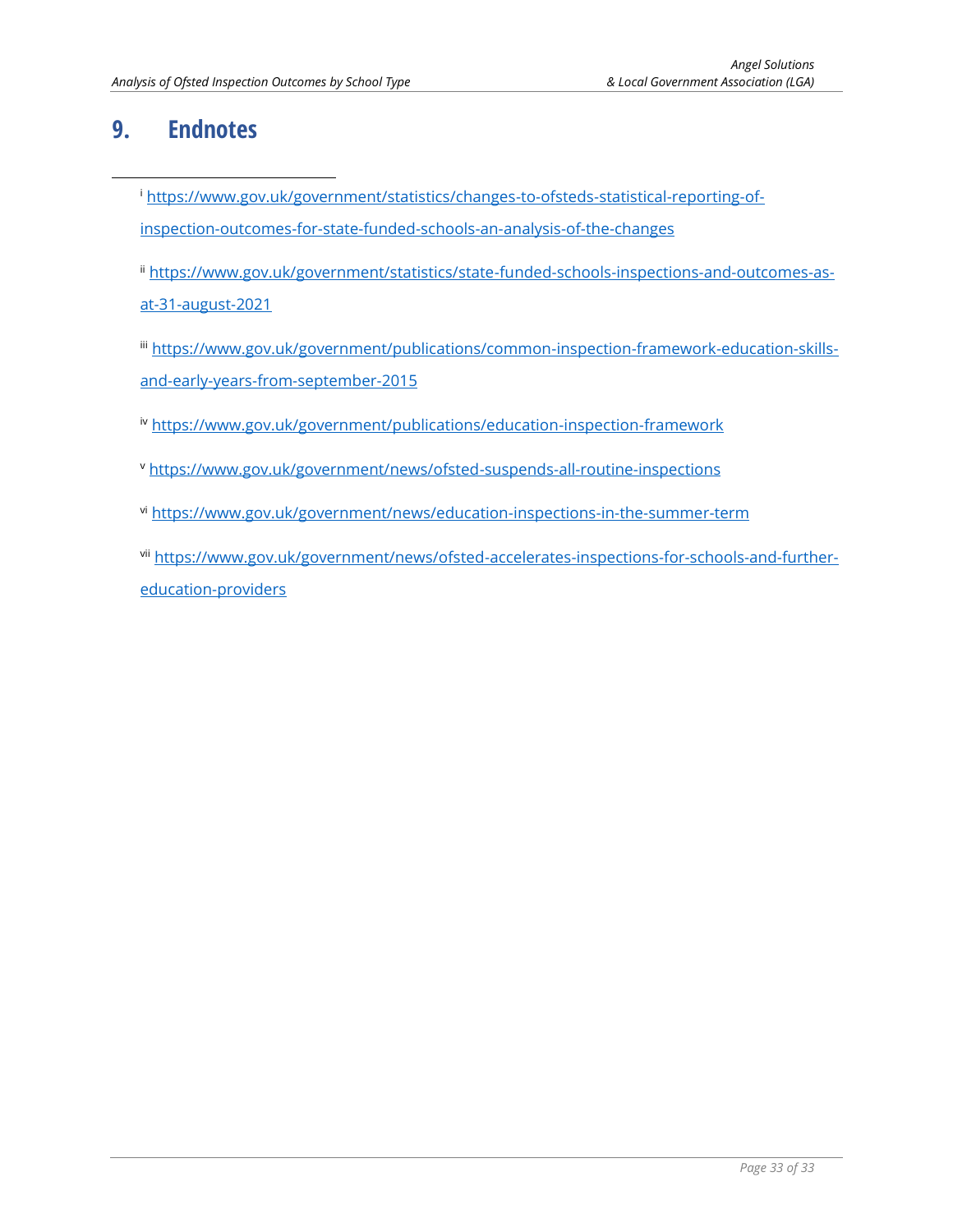# 9. Endnotes

[i] https://www.gov.uk/government/statistics/changes-to-ofsteds-statistical-reporting-of-inspection-outcomes-for-state-funded-schools-an-analysis-of-the-changes

[ii] https://www.gov.uk/government/statistics/state-funded-schools-inspections-and-outcomes-as-at-31-august-2021

[iii] https://www.gov.uk/government/publications/common-inspection-framework-education-skills-and-early-years-from-september-2015

[iv] https://www.gov.uk/government/publications/education-inspection-framework

[v] https://www.gov.uk/government/news/ofsted-suspends-all-routine-inspections

[vi] https://www.gov.uk/government/news/education-inspections-in-the-summer-term

[vii] https://www.gov.uk/government/news/ofsted-accelerates-inspections-for-schools-and-further-education-providers